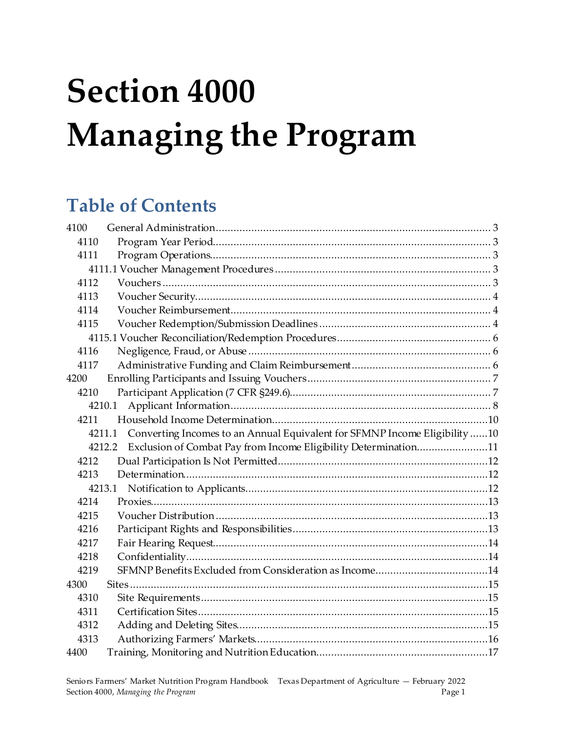# Section 4000 Managing the Program

## Table of Contents

4100 General Administration ............................................................................................ 3
  4110 Program Year Period............................................................................................. 3
  4111 Program Operations.............................................................................................. 3
    4111.1 Voucher Management Procedures ........................................................................ 3
  4112 Vouchers ............................................................................................................... 3
  4113 Voucher Security.................................................................................................... 4
  4114 Voucher Reimbursement....................................................................................... 4
  4115 Voucher Redemption/Submission Deadlines .......................................................... 4
    4115.1 Voucher Reconciliation/Redemption Procedures.................................................... 6
  4116 Negligence, Fraud, or Abuse ................................................................................. 6
  4117 Administrative Funding and Claim Reimbursement............................................... 6
4200 Enrolling Participants and Issuing Vouchers.............................................................. 7
  4210 Participant Application (7 CFR §249.6)................................................................... 7
    4210.1 Applicant Information........................................................................................ 8
  4211 Household Income Determination........................................................................10
    4211.1 Converting Incomes to an Annual Equivalent for SFMNP Income Eligibility ......10
    4212.2 Exclusion of Combat Pay from Income Eligibility Determination........................11
  4212 Dual Participation Is Not Permitted.......................................................................12
  4213 Determination.......................................................................................................12
    4213.1 Notification to Applicants..................................................................................12
  4214 Proxies..................................................................................................................13
  4215 Voucher Distribution ............................................................................................13
  4216 Participant Rights and Responsibilities.................................................................13
  4217 Fair Hearing Request.............................................................................................14
  4218 Confidentiality......................................................................................................14
  4219 SFMNP Benefits Excluded from Consideration as Income......................................14
4300 Sites .........................................................................................................................15
  4310 Site Requirements.................................................................................................15
  4311 Certification Sites..................................................................................................15
  4312 Adding and Deleting Sites.....................................................................................15
  4313 Authorizing Farmers' Markets...............................................................................16
4400 Training, Monitoring and Nutrition Education..........................................................17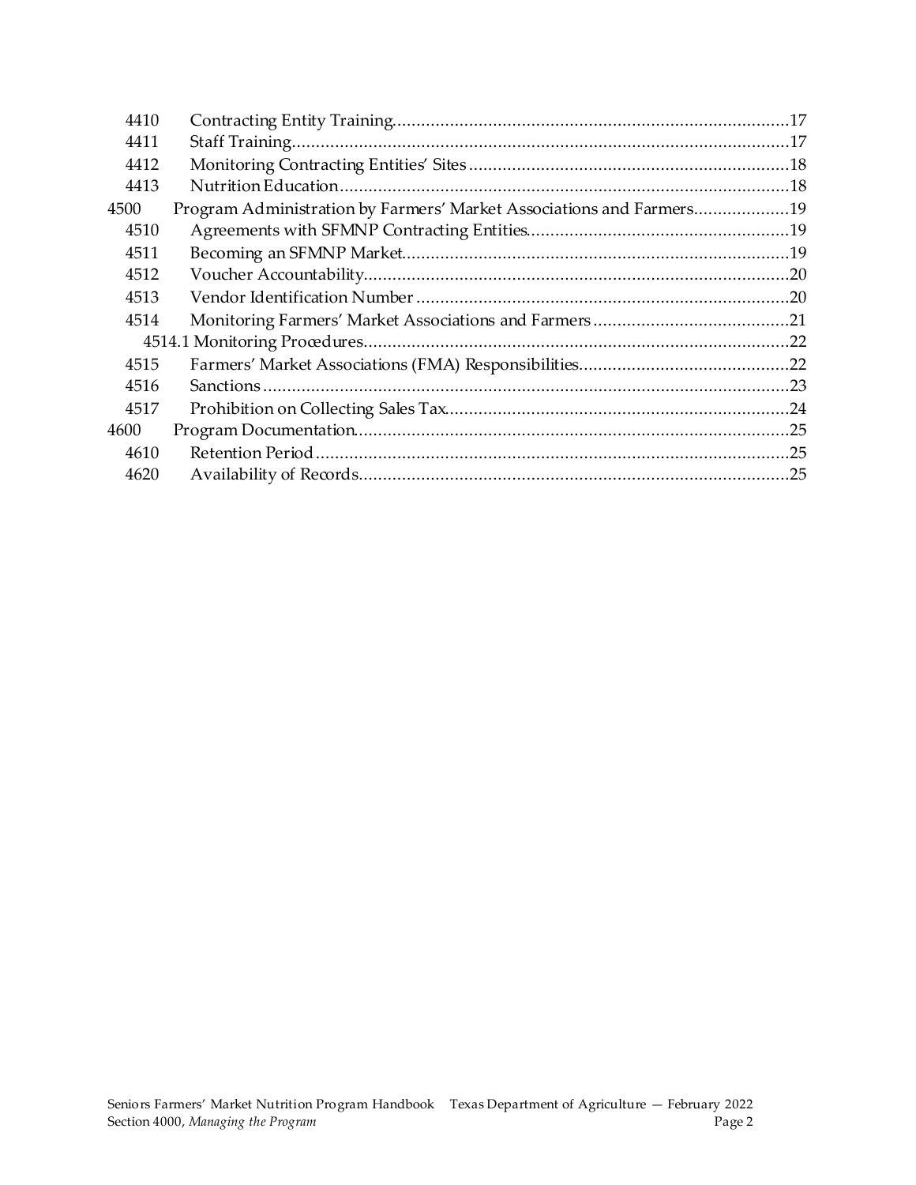| | | |
|---|---|---|
| 4410 | Contracting Entity Training | 17 |
| 4411 | Staff Training | 17 |
| 4412 | Monitoring Contracting Entities' Sites | 18 |
| 4413 | Nutrition Education | 18 |
| 4500 | Program Administration by Farmers' Market Associations and Farmers | 19 |
| 4510 | Agreements with SFMNP Contracting Entities | 19 |
| 4511 | Becoming an SFMNP Market | 19 |
| 4512 | Voucher Accountability | 20 |
| 4513 | Vendor Identification Number | 20 |
| 4514 | Monitoring Farmers' Market Associations and Farmers | 21 |
| 4514.1 | Monitoring Procedures | 22 |
| 4515 | Farmers' Market Associations (FMA) Responsibilities | 22 |
| 4516 | Sanctions | 23 |
| 4517 | Prohibition on Collecting Sales Tax | 24 |
| 4600 | Program Documentation | 25 |
| 4610 | Retention Period | 25 |
| 4620 | Availability of Records | 25 |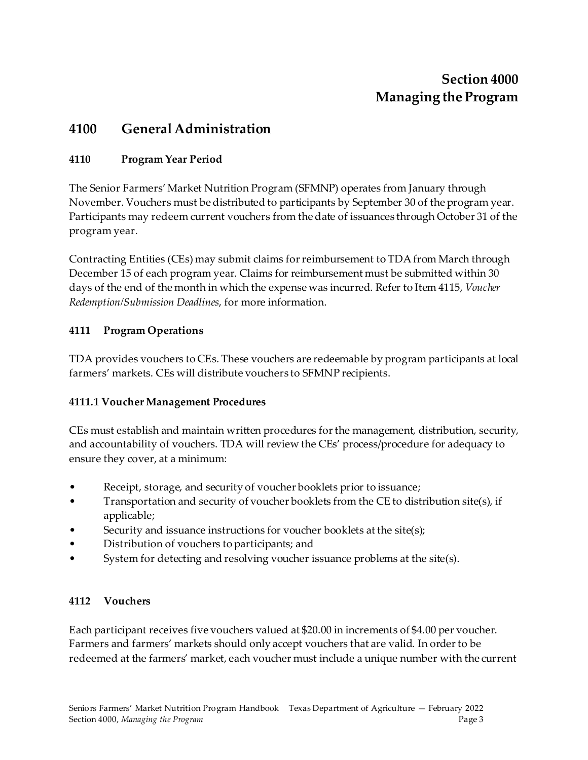# Section 4000
# Managing the Program

## 4100 General Administration

### 4110 Program Year Period

The Senior Farmers' Market Nutrition Program (SFMNP) operates from January through November. Vouchers must be distributed to participants by September 30 of the program year. Participants may redeem current vouchers from the date of issuances through October 31 of the program year.

Contracting Entities (CEs) may submit claims for reimbursement to TDA from March through December 15 of each program year. Claims for reimbursement must be submitted within 30 days of the end of the month in which the expense was incurred. Refer to Item 4115, *Voucher Redemption/Submission Deadlines*, for more information.

### 4111 Program Operations

TDA provides vouchers to CEs. These vouchers are redeemable by program participants at local farmers' markets. CEs will distribute vouchers to SFMNP recipients.

#### 4111.1 Voucher Management Procedures

CEs must establish and maintain written procedures for the management, distribution, security, and accountability of vouchers. TDA will review the CEs' process/procedure for adequacy to ensure they cover, at a minimum:

- Receipt, storage, and security of voucher booklets prior to issuance;
- Transportation and security of voucher booklets from the CE to distribution site(s), if applicable;
- Security and issuance instructions for voucher booklets at the site(s);
- Distribution of vouchers to participants; and
- System for detecting and resolving voucher issuance problems at the site(s).

### 4112 Vouchers

Each participant receives five vouchers valued at $20.00 in increments of $4.00 per voucher. Farmers and farmers' markets should only accept vouchers that are valid. In order to be redeemed at the farmers' market, each voucher must include a unique number with the current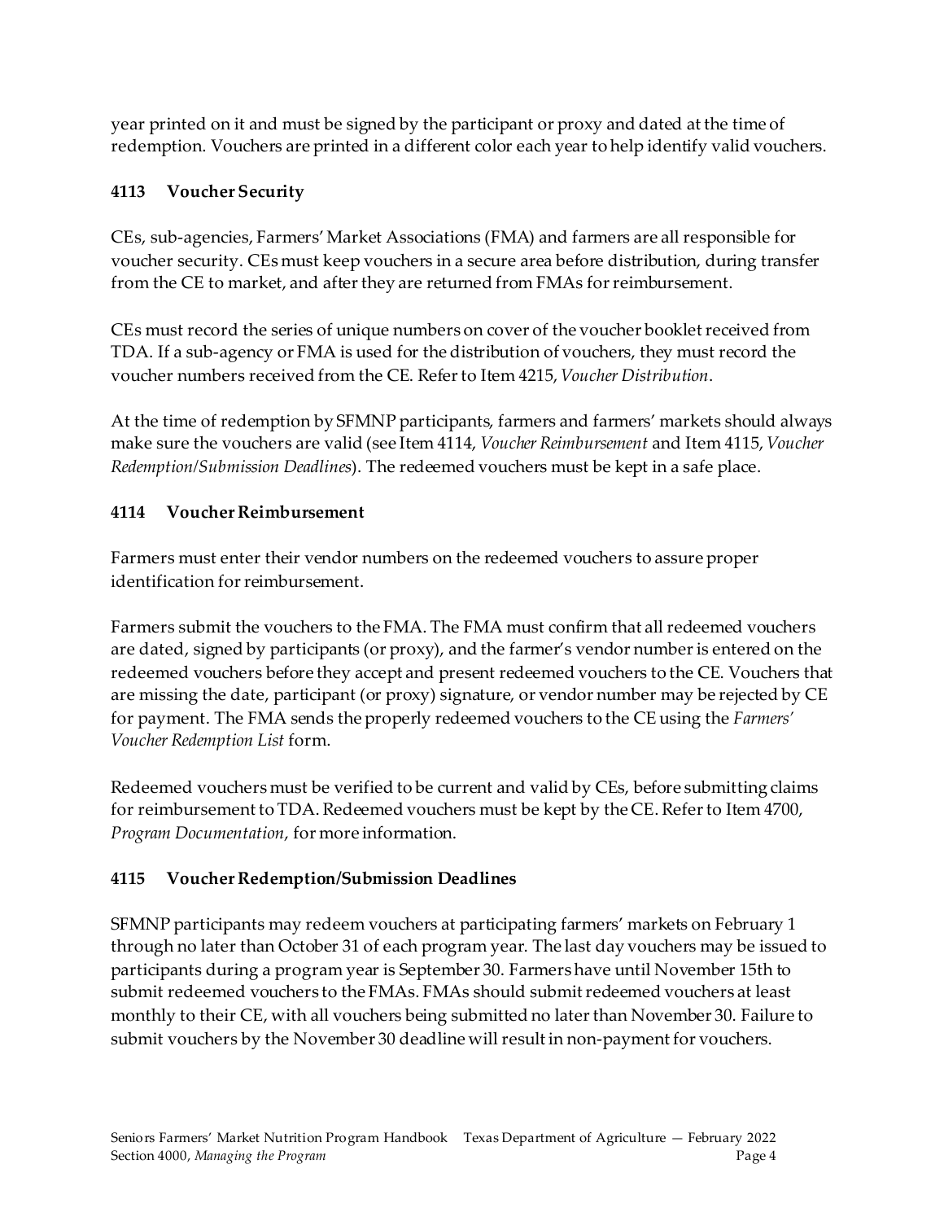year printed on it and must be signed by the participant or proxy and dated at the time of redemption. Vouchers are printed in a different color each year to help identify valid vouchers.

### 4113 Voucher Security

CEs, sub-agencies, Farmers' Market Associations (FMA) and farmers are all responsible for voucher security. CEs must keep vouchers in a secure area before distribution, during transfer from the CE to market, and after they are returned from FMAs for reimbursement.

CEs must record the series of unique numbers on cover of the voucher booklet received from TDA. If a sub-agency or FMA is used for the distribution of vouchers, they must record the voucher numbers received from the CE. Refer to Item 4215, *Voucher Distribution*.

At the time of redemption by SFMNP participants, farmers and farmers' markets should always make sure the vouchers are valid (see Item 4114, *Voucher Reimbursement* and Item 4115, *Voucher Redemption/Submission Deadlines*). The redeemed vouchers must be kept in a safe place.

### 4114 Voucher Reimbursement

Farmers must enter their vendor numbers on the redeemed vouchers to assure proper identification for reimbursement.

Farmers submit the vouchers to the FMA. The FMA must confirm that all redeemed vouchers are dated, signed by participants (or proxy), and the farmer's vendor number is entered on the redeemed vouchers before they accept and present redeemed vouchers to the CE. Vouchers that are missing the date, participant (or proxy) signature, or vendor number may be rejected by CE for payment. The FMA sends the properly redeemed vouchers to the CE using the *Farmers' Voucher Redemption List* form.

Redeemed vouchers must be verified to be current and valid by CEs, before submitting claims for reimbursement to TDA. Redeemed vouchers must be kept by the CE. Refer to Item 4700, *Program Documentation*, for more information.

### 4115 Voucher Redemption/Submission Deadlines

SFMNP participants may redeem vouchers at participating farmers' markets on February 1 through no later than October 31 of each program year. The last day vouchers may be issued to participants during a program year is September 30. Farmers have until November 15th to submit redeemed vouchers to the FMAs. FMAs should submit redeemed vouchers at least monthly to their CE, with all vouchers being submitted no later than November 30. Failure to submit vouchers by the November 30 deadline will result in non-payment for vouchers.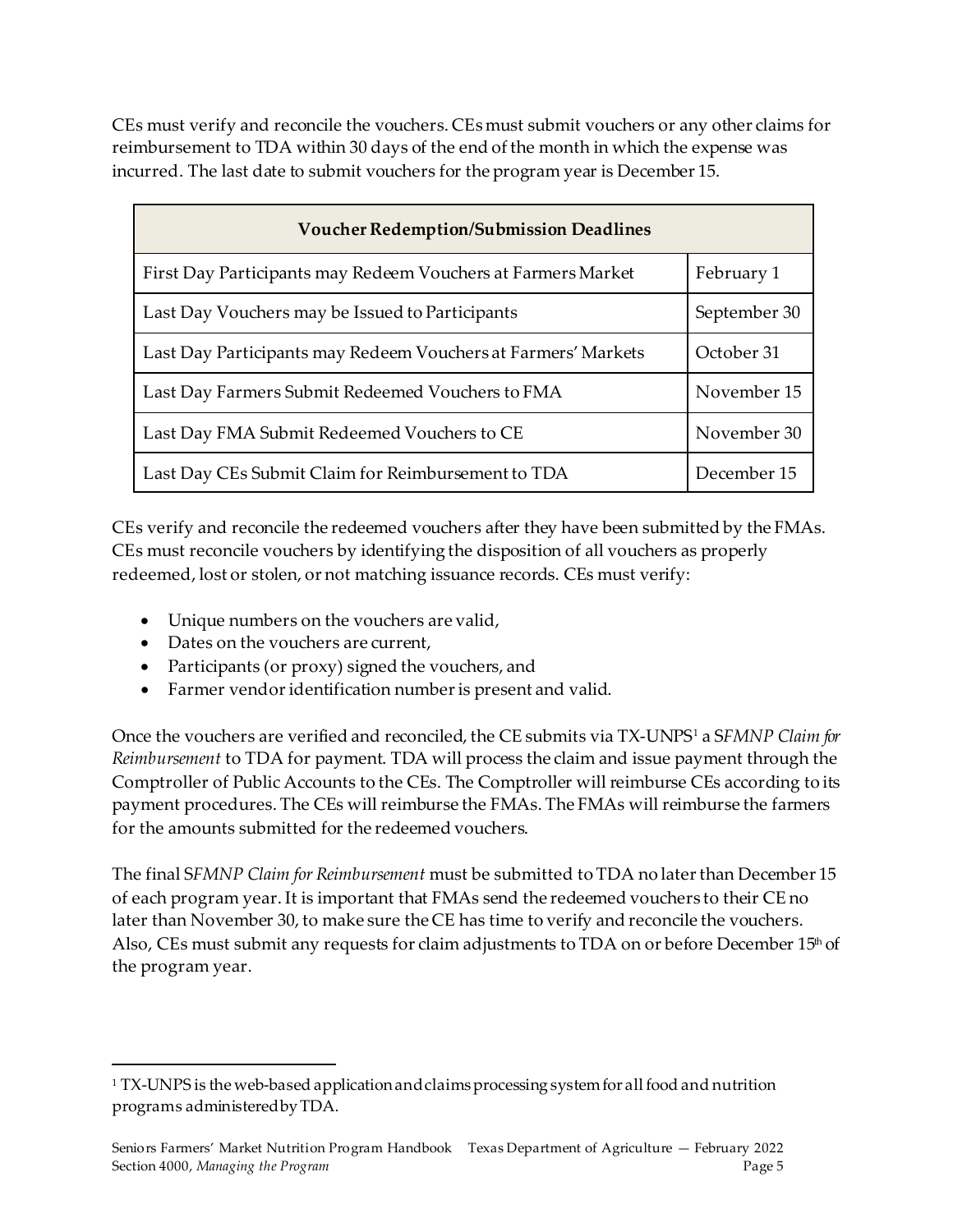CEs must verify and reconcile the vouchers. CEs must submit vouchers or any other claims for reimbursement to TDA within 30 days of the end of the month in which the expense was incurred. The last date to submit vouchers for the program year is December 15.

| Voucher Redemption/Submission Deadlines | |
|---|---|
| First Day Participants may Redeem Vouchers at Farmers Market | February 1 |
| Last Day Vouchers may be Issued to Participants | September 30 |
| Last Day Participants may Redeem Vouchers at Farmers' Markets | October 31 |
| Last Day Farmers Submit Redeemed Vouchers to FMA | November 15 |
| Last Day FMA Submit Redeemed Vouchers to CE | November 30 |
| Last Day CEs Submit Claim for Reimbursement to TDA | December 15 |

CEs verify and reconcile the redeemed vouchers after they have been submitted by the FMAs. CEs must reconcile vouchers by identifying the disposition of all vouchers as properly redeemed, lost or stolen, or not matching issuance records. CEs must verify:

- Unique numbers on the vouchers are valid,
- Dates on the vouchers are current,
- Participants (or proxy) signed the vouchers, and
- Farmer vendor identification number is present and valid.

Once the vouchers are verified and reconciled, the CE submits via TX-UNPS[1] a *SFMNP Claim for Reimbursement* to TDA for payment. TDA will process the claim and issue payment through the Comptroller of Public Accounts to the CEs. The Comptroller will reimburse CEs according to its payment procedures. The CEs will reimburse the FMAs. The FMAs will reimburse the farmers for the amounts submitted for the redeemed vouchers.

The final *SFMNP Claim for Reimbursement* must be submitted to TDA no later than December 15 of each program year. It is important that FMAs send the redeemed vouchers to their CE no later than November 30, to make sure the CE has time to verify and reconcile the vouchers. Also, CEs must submit any requests for claim adjustments to TDA on or before December 15th of the program year.

---

[1] TX-UNPS is the web-based application and claims processing system for all food and nutrition programs administered by TDA.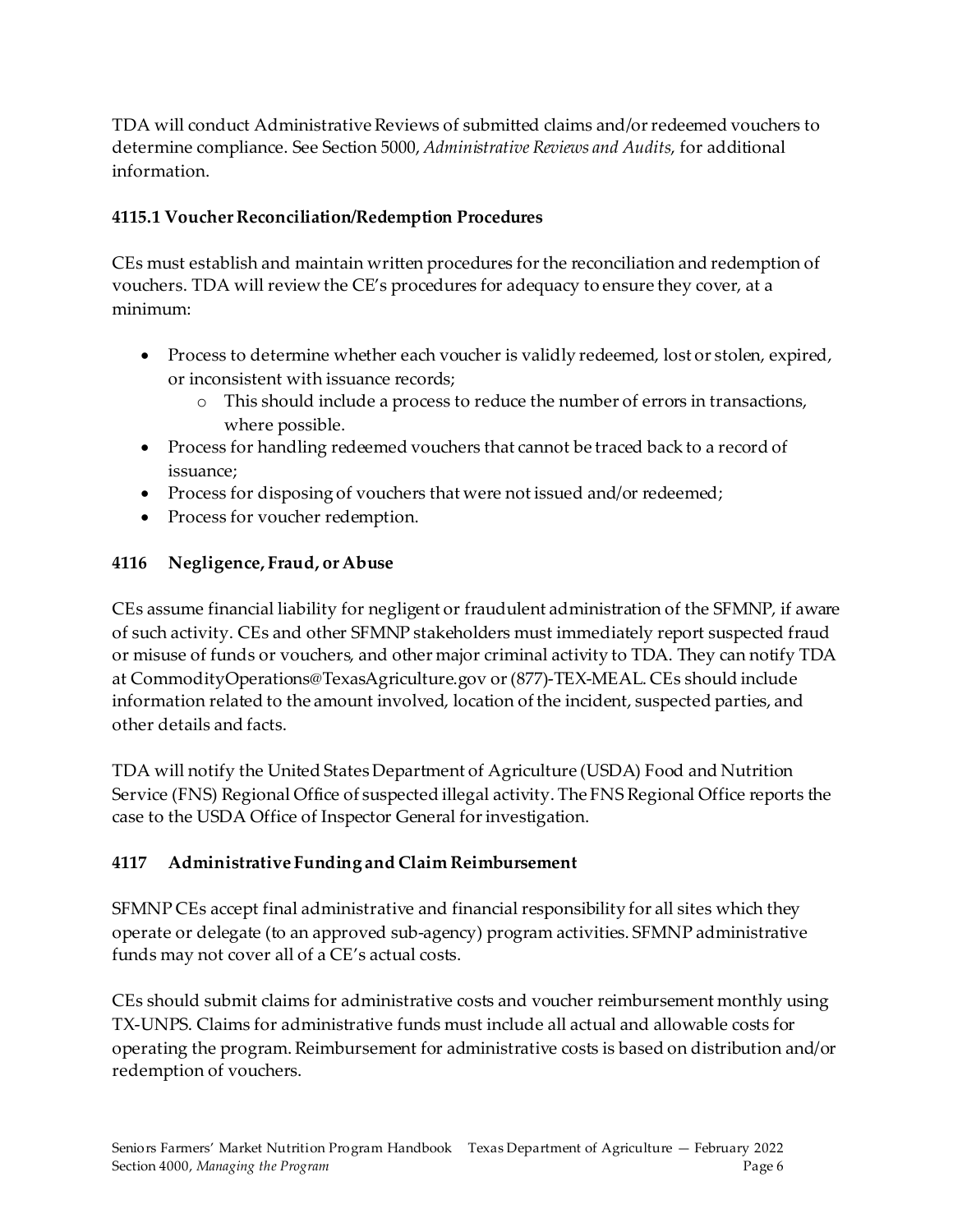TDA will conduct Administrative Reviews of submitted claims and/or redeemed vouchers to determine compliance. See Section 5000, *Administrative Reviews and Audits*, for additional information.

### 4115.1 Voucher Reconciliation/Redemption Procedures

CEs must establish and maintain written procedures for the reconciliation and redemption of vouchers. TDA will review the CE's procedures for adequacy to ensure they cover, at a minimum:

- Process to determine whether each voucher is validly redeemed, lost or stolen, expired, or inconsistent with issuance records;
  - This should include a process to reduce the number of errors in transactions, where possible.
- Process for handling redeemed vouchers that cannot be traced back to a record of issuance;
- Process for disposing of vouchers that were not issued and/or redeemed;
- Process for voucher redemption.

## 4116 Negligence, Fraud, or Abuse

CEs assume financial liability for negligent or fraudulent administration of the SFMNP, if aware of such activity. CEs and other SFMNP stakeholders must immediately report suspected fraud or misuse of funds or vouchers, and other major criminal activity to TDA. They can notify TDA at CommodityOperations@TexasAgriculture.gov or (877)-TEX-MEAL. CEs should include information related to the amount involved, location of the incident, suspected parties, and other details and facts.

TDA will notify the United States Department of Agriculture (USDA) Food and Nutrition Service (FNS) Regional Office of suspected illegal activity. The FNS Regional Office reports the case to the USDA Office of Inspector General for investigation.

## 4117 Administrative Funding and Claim Reimbursement

SFMNP CEs accept final administrative and financial responsibility for all sites which they operate or delegate (to an approved sub-agency) program activities. SFMNP administrative funds may not cover all of a CE's actual costs.

CEs should submit claims for administrative costs and voucher reimbursement monthly using TX-UNPS. Claims for administrative funds must include all actual and allowable costs for operating the program. Reimbursement for administrative costs is based on distribution and/or redemption of vouchers.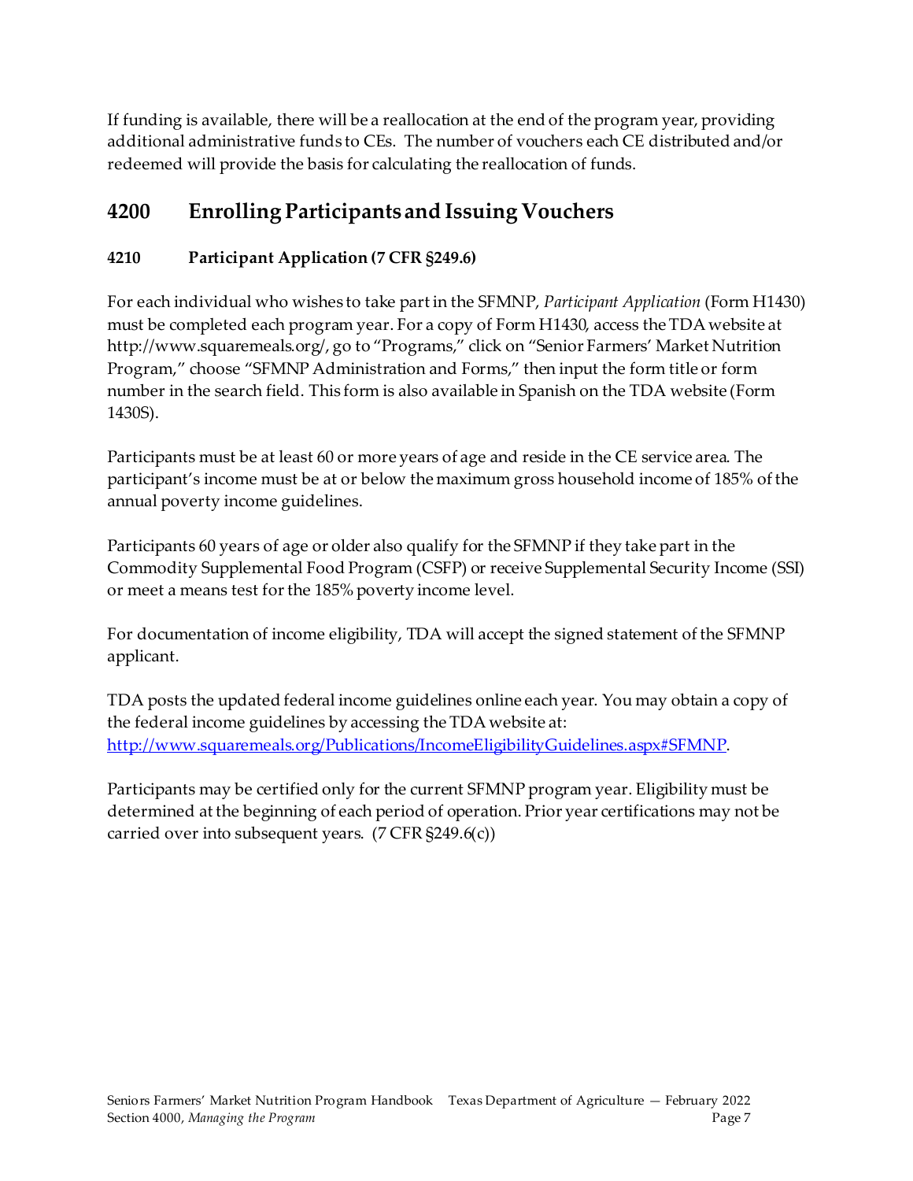If funding is available, there will be a reallocation at the end of the program year, providing additional administrative funds to CEs. The number of vouchers each CE distributed and/or redeemed will provide the basis for calculating the reallocation of funds.

## 4200 Enrolling Participants and Issuing Vouchers

### 4210 Participant Application (7 CFR §249.6)

For each individual who wishes to take part in the SFMNP, *Participant Application* (Form H1430) must be completed each program year. For a copy of Form H1430, access the TDA website at http://www.squaremeals.org/, go to "Programs," click on "Senior Farmers' Market Nutrition Program," choose "SFMNP Administration and Forms," then input the form title or form number in the search field. This form is also available in Spanish on the TDA website (Form 1430S).

Participants must be at least 60 or more years of age and reside in the CE service area. The participant's income must be at or below the maximum gross household income of 185% of the annual poverty income guidelines.

Participants 60 years of age or older also qualify for the SFMNP if they take part in the Commodity Supplemental Food Program (CSFP) or receive Supplemental Security Income (SSI) or meet a means test for the 185% poverty income level.

For documentation of income eligibility, TDA will accept the signed statement of the SFMNP applicant.

TDA posts the updated federal income guidelines online each year. You may obtain a copy of the federal income guidelines by accessing the TDA website at: [http://www.squaremeals.org/Publications/IncomeEligibilityGuidelines.aspx#SFMNP](http://www.squaremeals.org/Publications/IncomeEligibilityGuidelines.aspx#SFMNP).

Participants may be certified only for the current SFMNP program year. Eligibility must be determined at the beginning of each period of operation. Prior year certifications may not be carried over into subsequent years. (7 CFR §249.6(c))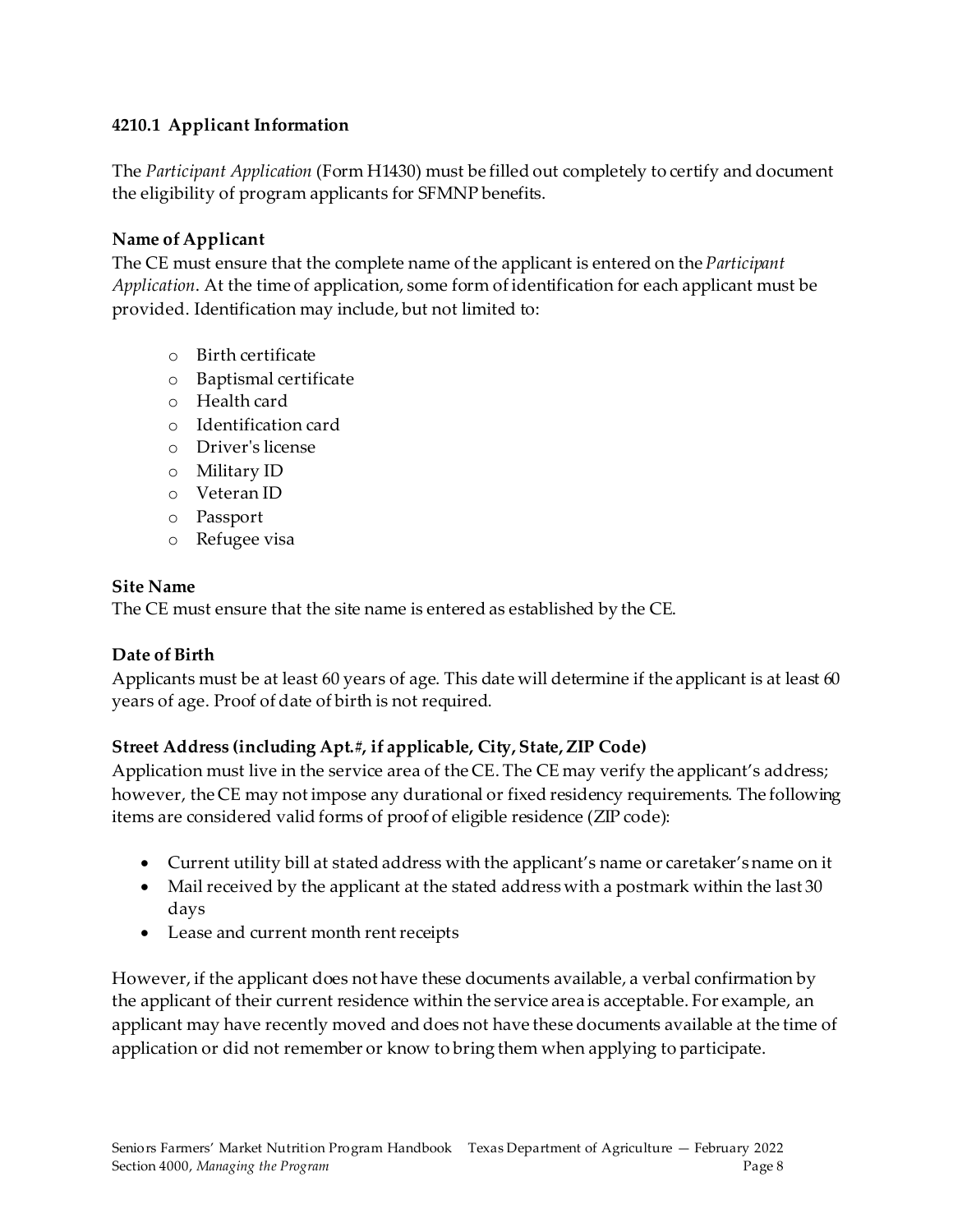### 4210.1 Applicant Information

The *Participant Application* (Form H1430) must be filled out completely to certify and document the eligibility of program applicants for SFMNP benefits.

**Name of Applicant**

The CE must ensure that the complete name of the applicant is entered on the *Participant Application*. At the time of application, some form of identification for each applicant must be provided. Identification may include, but not limited to:

- Birth certificate
- Baptismal certificate
- Health card
- Identification card
- Driver's license
- Military ID
- Veteran ID
- Passport
- Refugee visa

**Site Name**

The CE must ensure that the site name is entered as established by the CE.

**Date of Birth**

Applicants must be at least 60 years of age. This date will determine if the applicant is at least 60 years of age. Proof of date of birth is not required.

**Street Address (including Apt.#, if applicable, City, State, ZIP Code)**

Application must live in the service area of the CE. The CE may verify the applicant's address; however, the CE may not impose any durational or fixed residency requirements. The following items are considered valid forms of proof of eligible residence (ZIP code):

- Current utility bill at stated address with the applicant's name or caretaker's name on it
- Mail received by the applicant at the stated address with a postmark within the last 30 days
- Lease and current month rent receipts

However, if the applicant does not have these documents available, a verbal confirmation by the applicant of their current residence within the service area is acceptable. For example, an applicant may have recently moved and does not have these documents available at the time of application or did not remember or know to bring them when applying to participate.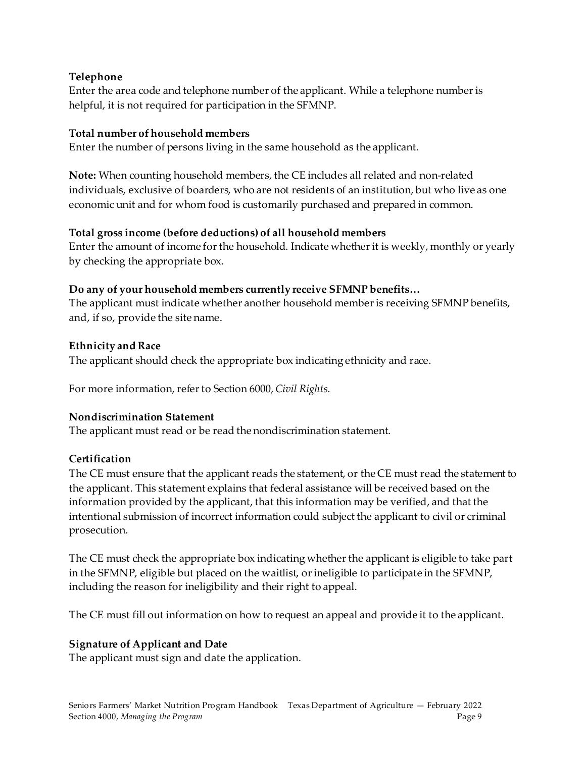**Telephone**

Enter the area code and telephone number of the applicant. While a telephone number is helpful, it is not required for participation in the SFMNP.

**Total number of household members**

Enter the number of persons living in the same household as the applicant.

**Note:** When counting household members, the CE includes all related and non-related individuals, exclusive of boarders, who are not residents of an institution, but who live as one economic unit and for whom food is customarily purchased and prepared in common.

**Total gross income (before deductions) of all household members**

Enter the amount of income for the household. Indicate whether it is weekly, monthly or yearly by checking the appropriate box.

**Do any of your household members currently receive SFMNP benefits…**

The applicant must indicate whether another household member is receiving SFMNP benefits, and, if so, provide the site name.

**Ethnicity and Race**

The applicant should check the appropriate box indicating ethnicity and race.

For more information, refer to Section 6000, *Civil Rights*.

**Nondiscrimination Statement**

The applicant must read or be read the nondiscrimination statement.

**Certification**

The CE must ensure that the applicant reads the statement, or the CE must read the statement to the applicant. This statement explains that federal assistance will be received based on the information provided by the applicant, that this information may be verified, and that the intentional submission of incorrect information could subject the applicant to civil or criminal prosecution.

The CE must check the appropriate box indicating whether the applicant is eligible to take part in the SFMNP, eligible but placed on the waitlist, or ineligible to participate in the SFMNP, including the reason for ineligibility and their right to appeal.

The CE must fill out information on how to request an appeal and provide it to the applicant.

**Signature of Applicant and Date**

The applicant must sign and date the application.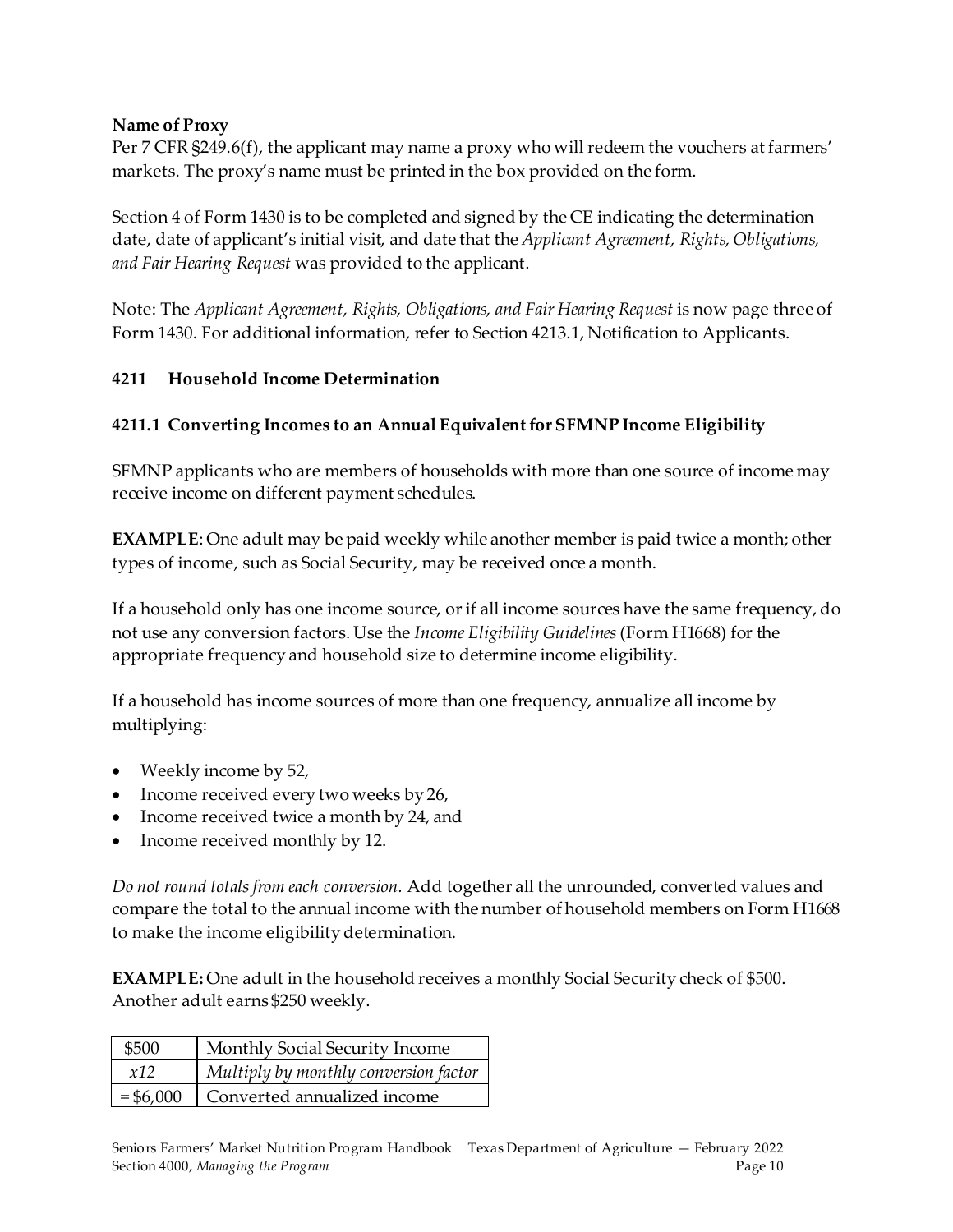**Name of Proxy**

Per 7 CFR §249.6(f), the applicant may name a proxy who will redeem the vouchers at farmers' markets. The proxy's name must be printed in the box provided on the form.

Section 4 of Form 1430 is to be completed and signed by the CE indicating the determination date, date of applicant's initial visit, and date that the *Applicant Agreement, Rights, Obligations, and Fair Hearing Request* was provided to the applicant.

Note: The *Applicant Agreement, Rights, Obligations, and Fair Hearing Request* is now page three of Form 1430. For additional information, refer to Section 4213.1, Notification to Applicants.

## 4211 Household Income Determination

### 4211.1 Converting Incomes to an Annual Equivalent for SFMNP Income Eligibility

SFMNP applicants who are members of households with more than one source of income may receive income on different payment schedules.

**EXAMPLE**: One adult may be paid weekly while another member is paid twice a month; other types of income, such as Social Security, may be received once a month.

If a household only has one income source, or if all income sources have the same frequency, do not use any conversion factors. Use the *Income Eligibility Guidelines* (Form H1668) for the appropriate frequency and household size to determine income eligibility.

If a household has income sources of more than one frequency, annualize all income by multiplying:

- Weekly income by 52,
- Income received every two weeks by 26,
- Income received twice a month by 24, and
- Income received monthly by 12.

*Do not round totals from each conversion.* Add together all the unrounded, converted values and compare the total to the annual income with the number of household members on Form H1668 to make the income eligibility determination.

**EXAMPLE:** One adult in the household receives a monthly Social Security check of $500. Another adult earns $250 weekly.

| $500 | Monthly Social Security Income |
|---|---|
| *x12* | *Multiply by monthly conversion factor* |
| = $6,000 | Converted annualized income |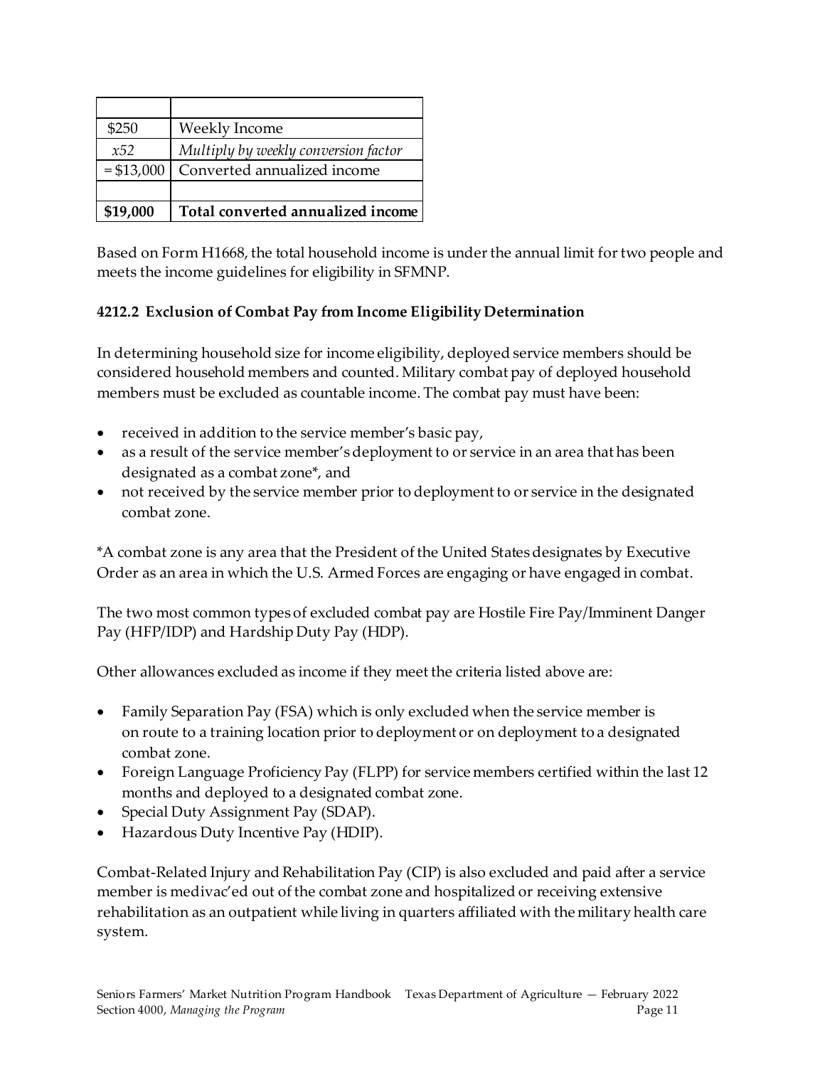| | |
|---|---|
| $250 | Weekly Income |
| *x52* | *Multiply by weekly conversion factor* |
| = $13,000 | Converted annualized income |
| | |
| **$19,000** | **Total converted annualized income** |

Based on Form H1668, the total household income is under the annual limit for two people and meets the income guidelines for eligibility in SFMNP.

#### 4212.2 Exclusion of Combat Pay from Income Eligibility Determination

In determining household size for income eligibility, deployed service members should be considered household members and counted. Military combat pay of deployed household members must be excluded as countable income. The combat pay must have been:

- received in addition to the service member's basic pay,
- as a result of the service member's deployment to or service in an area that has been designated as a combat zone*, and
- not received by the service member prior to deployment to or service in the designated combat zone.

*A combat zone is any area that the President of the United States designates by Executive Order as an area in which the U.S. Armed Forces are engaging or have engaged in combat.

The two most common types of excluded combat pay are Hostile Fire Pay/Imminent Danger Pay (HFP/IDP) and Hardship Duty Pay (HDP).

Other allowances excluded as income if they meet the criteria listed above are:

- Family Separation Pay (FSA) which is only excluded when the service member is on route to a training location prior to deployment or on deployment to a designated combat zone.
- Foreign Language Proficiency Pay (FLPP) for service members certified within the last 12 months and deployed to a designated combat zone.
- Special Duty Assignment Pay (SDAP).
- Hazardous Duty Incentive Pay (HDIP).

Combat-Related Injury and Rehabilitation Pay (CIP) is also excluded and paid after a service member is medivac'ed out of the combat zone and hospitalized or receiving extensive rehabilitation as an outpatient while living in quarters affiliated with the military health care system.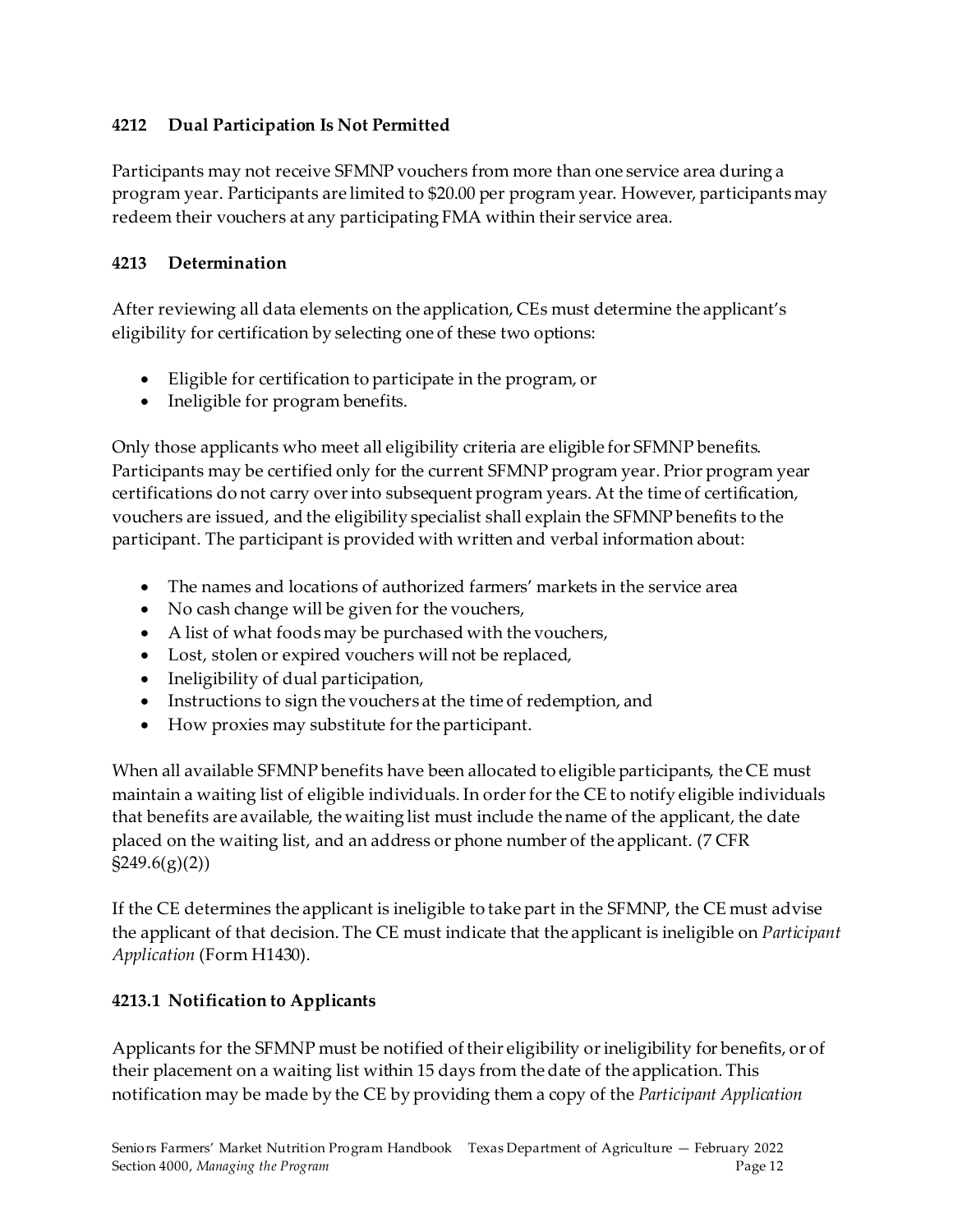### 4212 Dual Participation Is Not Permitted

Participants may not receive SFMNP vouchers from more than one service area during a program year. Participants are limited to $20.00 per program year. However, participants may redeem their vouchers at any participating FMA within their service area.

### 4213 Determination

After reviewing all data elements on the application, CEs must determine the applicant's eligibility for certification by selecting one of these two options:

- Eligible for certification to participate in the program, or
- Ineligible for program benefits.

Only those applicants who meet all eligibility criteria are eligible for SFMNP benefits. Participants may be certified only for the current SFMNP program year. Prior program year certifications do not carry over into subsequent program years. At the time of certification, vouchers are issued, and the eligibility specialist shall explain the SFMNP benefits to the participant. The participant is provided with written and verbal information about:

- The names and locations of authorized farmers' markets in the service area
- No cash change will be given for the vouchers,
- A list of what foods may be purchased with the vouchers,
- Lost, stolen or expired vouchers will not be replaced,
- Ineligibility of dual participation,
- Instructions to sign the vouchers at the time of redemption, and
- How proxies may substitute for the participant.

When all available SFMNP benefits have been allocated to eligible participants, the CE must maintain a waiting list of eligible individuals. In order for the CE to notify eligible individuals that benefits are available, the waiting list must include the name of the applicant, the date placed on the waiting list, and an address or phone number of the applicant. (7 CFR §249.6(g)(2))

If the CE determines the applicant is ineligible to take part in the SFMNP, the CE must advise the applicant of that decision. The CE must indicate that the applicant is ineligible on *Participant Application* (Form H1430).

#### 4213.1 Notification to Applicants

Applicants for the SFMNP must be notified of their eligibility or ineligibility for benefits, or of their placement on a waiting list within 15 days from the date of the application. This notification may be made by the CE by providing them a copy of the *Participant Application*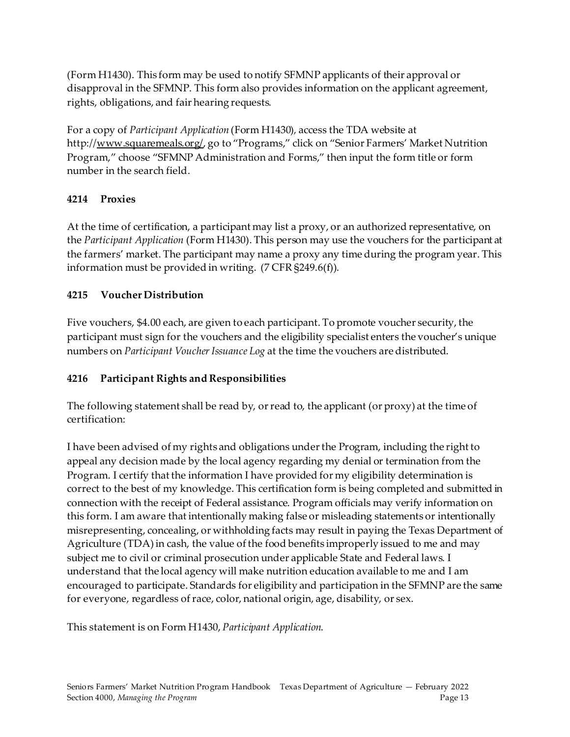(Form H1430). This form may be used to notify SFMNP applicants of their approval or disapproval in the SFMNP. This form also provides information on the applicant agreement, rights, obligations, and fair hearing requests.

For a copy of *Participant Application* (Form H1430), access the TDA website at http://www.squaremeals.org/, go to "Programs," click on "Senior Farmers' Market Nutrition Program," choose "SFMNP Administration and Forms," then input the form title or form number in the search field.

### 4214 Proxies

At the time of certification, a participant may list a proxy, or an authorized representative, on the *Participant Application* (Form H1430). This person may use the vouchers for the participant at the farmers' market. The participant may name a proxy any time during the program year. This information must be provided in writing. (7 CFR §249.6(f)).

### 4215 Voucher Distribution

Five vouchers, $4.00 each, are given to each participant. To promote voucher security, the participant must sign for the vouchers and the eligibility specialist enters the voucher's unique numbers on *Participant Voucher Issuance Log* at the time the vouchers are distributed.

### 4216 Participant Rights and Responsibilities

The following statement shall be read by, or read to, the applicant (or proxy) at the time of certification:

I have been advised of my rights and obligations under the Program, including the right to appeal any decision made by the local agency regarding my denial or termination from the Program. I certify that the information I have provided for my eligibility determination is correct to the best of my knowledge. This certification form is being completed and submitted in connection with the receipt of Federal assistance. Program officials may verify information on this form. I am aware that intentionally making false or misleading statements or intentionally misrepresenting, concealing, or withholding facts may result in paying the Texas Department of Agriculture (TDA) in cash, the value of the food benefits improperly issued to me and may subject me to civil or criminal prosecution under applicable State and Federal laws. I understand that the local agency will make nutrition education available to me and I am encouraged to participate. Standards for eligibility and participation in the SFMNP are the same for everyone, regardless of race, color, national origin, age, disability, or sex.

This statement is on Form H1430, *Participant Application*.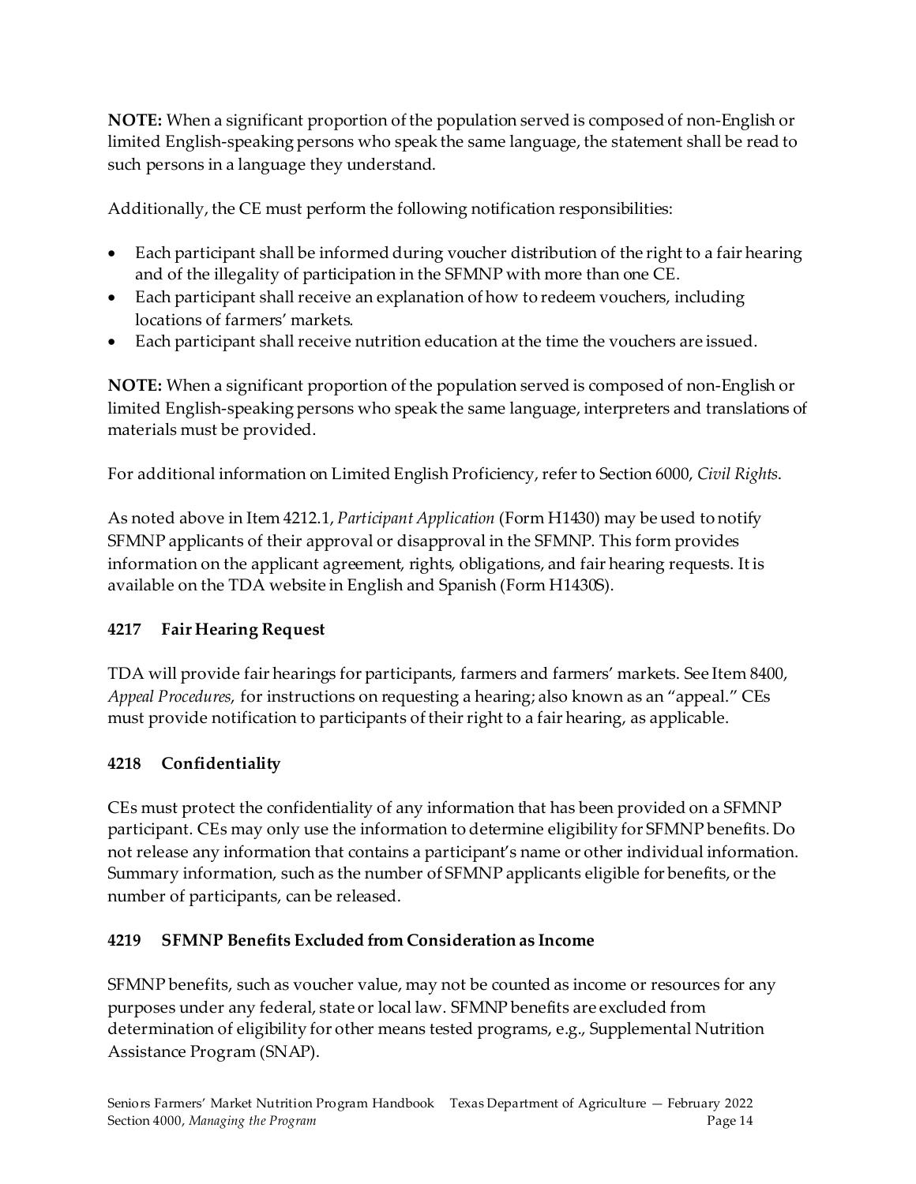**NOTE:** When a significant proportion of the population served is composed of non-English or limited English-speaking persons who speak the same language, the statement shall be read to such persons in a language they understand.

Additionally, the CE must perform the following notification responsibilities:

- Each participant shall be informed during voucher distribution of the right to a fair hearing and of the illegality of participation in the SFMNP with more than one CE.
- Each participant shall receive an explanation of how to redeem vouchers, including locations of farmers' markets.
- Each participant shall receive nutrition education at the time the vouchers are issued.

**NOTE:** When a significant proportion of the population served is composed of non-English or limited English-speaking persons who speak the same language, interpreters and translations of materials must be provided.

For additional information on Limited English Proficiency, refer to Section 6000, *Civil Rights*.

As noted above in Item 4212.1, *Participant Application* (Form H1430) may be used to notify SFMNP applicants of their approval or disapproval in the SFMNP. This form provides information on the applicant agreement, rights, obligations, and fair hearing requests. It is available on the TDA website in English and Spanish (Form H1430S).

### 4217 Fair Hearing Request

TDA will provide fair hearings for participants, farmers and farmers' markets. See Item 8400, *Appeal Procedures*, for instructions on requesting a hearing; also known as an "appeal." CEs must provide notification to participants of their right to a fair hearing, as applicable.

### 4218 Confidentiality

CEs must protect the confidentiality of any information that has been provided on a SFMNP participant. CEs may only use the information to determine eligibility for SFMNP benefits. Do not release any information that contains a participant's name or other individual information. Summary information, such as the number of SFMNP applicants eligible for benefits, or the number of participants, can be released.

### 4219 SFMNP Benefits Excluded from Consideration as Income

SFMNP benefits, such as voucher value, may not be counted as income or resources for any purposes under any federal, state or local law. SFMNP benefits are excluded from determination of eligibility for other means tested programs, e.g., Supplemental Nutrition Assistance Program (SNAP).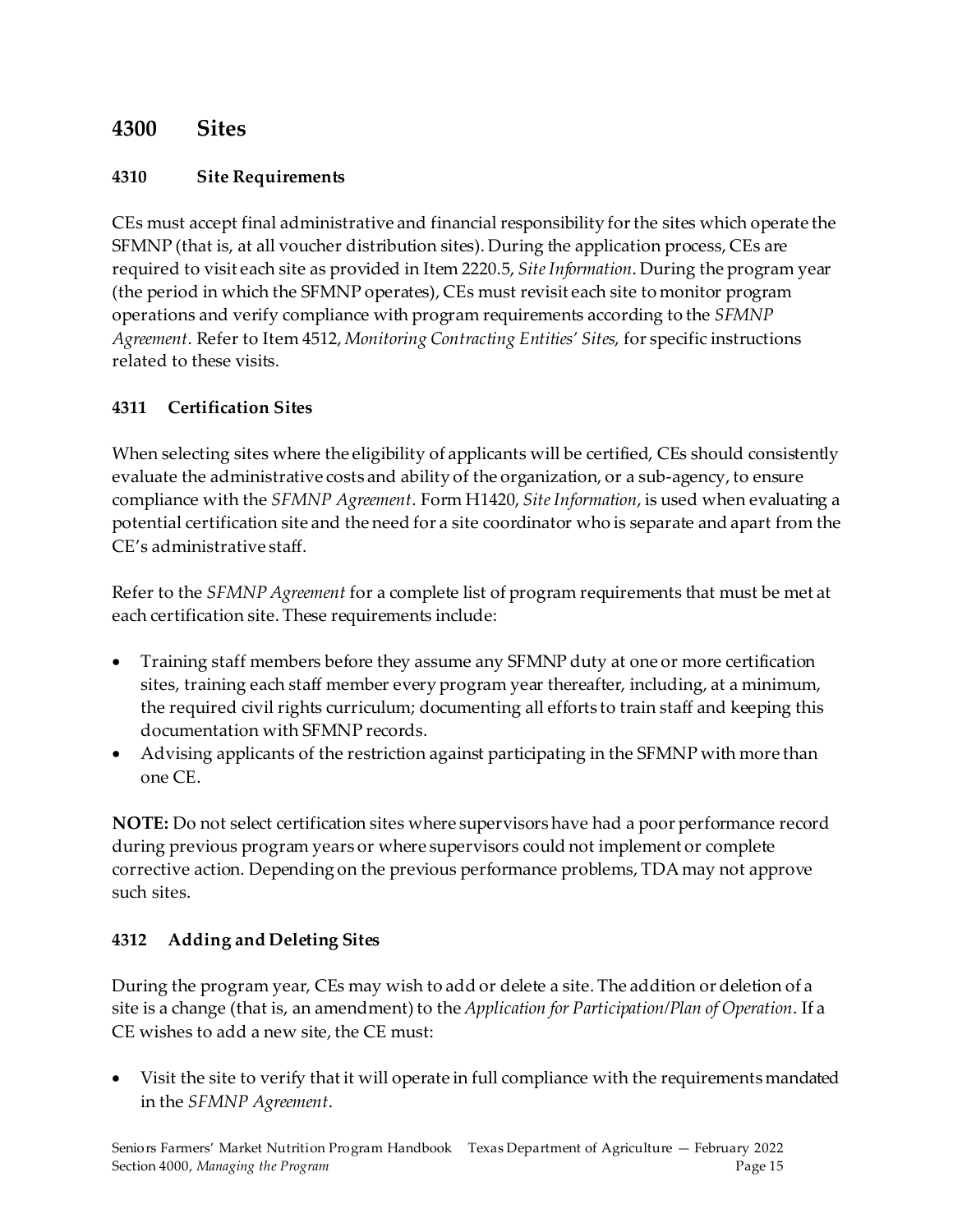## 4300 Sites

### 4310 Site Requirements

CEs must accept final administrative and financial responsibility for the sites which operate the SFMNP (that is, at all voucher distribution sites). During the application process, CEs are required to visit each site as provided in Item 2220.5, *Site Information*. During the program year (the period in which the SFMNP operates), CEs must revisit each site to monitor program operations and verify compliance with program requirements according to the *SFMNP Agreement*. Refer to Item 4512, *Monitoring Contracting Entities' Sites*, for specific instructions related to these visits.

### 4311 Certification Sites

When selecting sites where the eligibility of applicants will be certified, CEs should consistently evaluate the administrative costs and ability of the organization, or a sub-agency, to ensure compliance with the *SFMNP Agreement.* Form H1420, *Site Information*, is used when evaluating a potential certification site and the need for a site coordinator who is separate and apart from the CE's administrative staff.

Refer to the *SFMNP Agreement* for a complete list of program requirements that must be met at each certification site. These requirements include:

- Training staff members before they assume any SFMNP duty at one or more certification sites, training each staff member every program year thereafter, including, at a minimum, the required civil rights curriculum; documenting all efforts to train staff and keeping this documentation with SFMNP records.
- Advising applicants of the restriction against participating in the SFMNP with more than one CE.

**NOTE:** Do not select certification sites where supervisors have had a poor performance record during previous program years or where supervisors could not implement or complete corrective action. Depending on the previous performance problems, TDA may not approve such sites.

### 4312 Adding and Deleting Sites

During the program year, CEs may wish to add or delete a site. The addition or deletion of a site is a change (that is, an amendment) to the *Application for Participation/Plan of Operation*. If a CE wishes to add a new site, the CE must:

- Visit the site to verify that it will operate in full compliance with the requirements mandated in the *SFMNP Agreement*.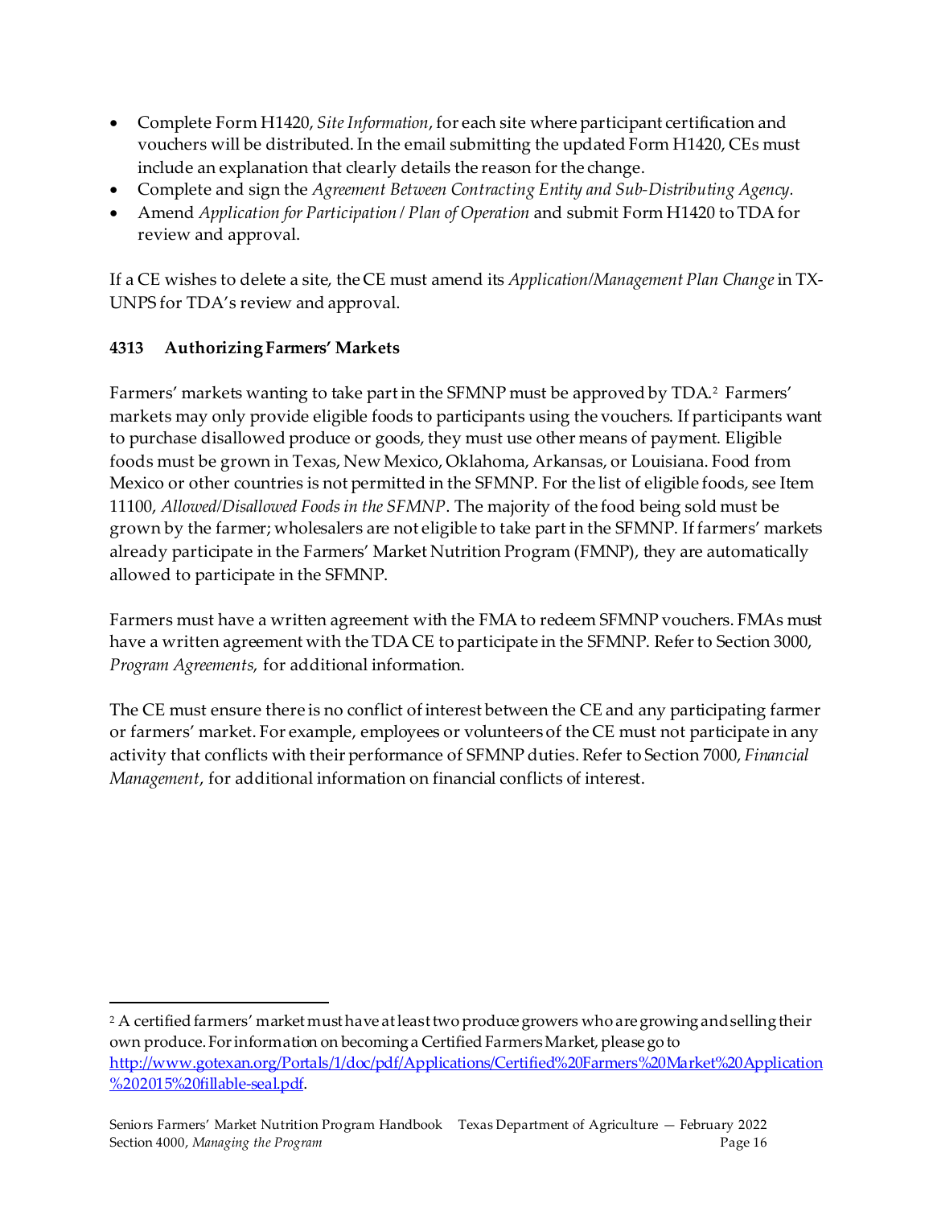- Complete Form H1420, *Site Information*, for each site where participant certification and vouchers will be distributed. In the email submitting the updated Form H1420, CEs must include an explanation that clearly details the reason for the change.
- Complete and sign the *Agreement Between Contracting Entity and Sub-Distributing Agency.*
- Amend *Application for Participation / Plan of Operation* and submit Form H1420 to TDA for review and approval.

If a CE wishes to delete a site, the CE must amend its *Application/Management Plan Change* in TX-UNPS for TDA's review and approval.

### 4313 Authorizing Farmers' Markets

Farmers' markets wanting to take part in the SFMNP must be approved by TDA.[2] Farmers' markets may only provide eligible foods to participants using the vouchers. If participants want to purchase disallowed produce or goods, they must use other means of payment. Eligible foods must be grown in Texas, New Mexico, Oklahoma, Arkansas, or Louisiana. Food from Mexico or other countries is not permitted in the SFMNP. For the list of eligible foods, see Item 11100, *Allowed/Disallowed Foods in the SFMNP*. The majority of the food being sold must be grown by the farmer; wholesalers are not eligible to take part in the SFMNP. If farmers' markets already participate in the Farmers' Market Nutrition Program (FMNP), they are automatically allowed to participate in the SFMNP.

Farmers must have a written agreement with the FMA to redeem SFMNP vouchers. FMAs must have a written agreement with the TDA CE to participate in the SFMNP. Refer to Section 3000, *Program Agreements*, for additional information.

The CE must ensure there is no conflict of interest between the CE and any participating farmer or farmers' market. For example, employees or volunteers of the CE must not participate in any activity that conflicts with their performance of SFMNP duties. Refer to Section 7000, *Financial Management*, for additional information on financial conflicts of interest.

---

[2] A certified farmers' market must have at least two produce growers who are growing and selling their own produce. For information on becoming a Certified Farmers Market, please go to [http://www.gotexan.org/Portals/1/doc/pdf/Applications/Certified%20Farmers%20Market%20Application%202015%20fillable-seal.pdf](http://www.gotexan.org/Portals/1/doc/pdf/Applications/Certified%20Farmers%20Market%20Application%202015%20fillable-seal.pdf).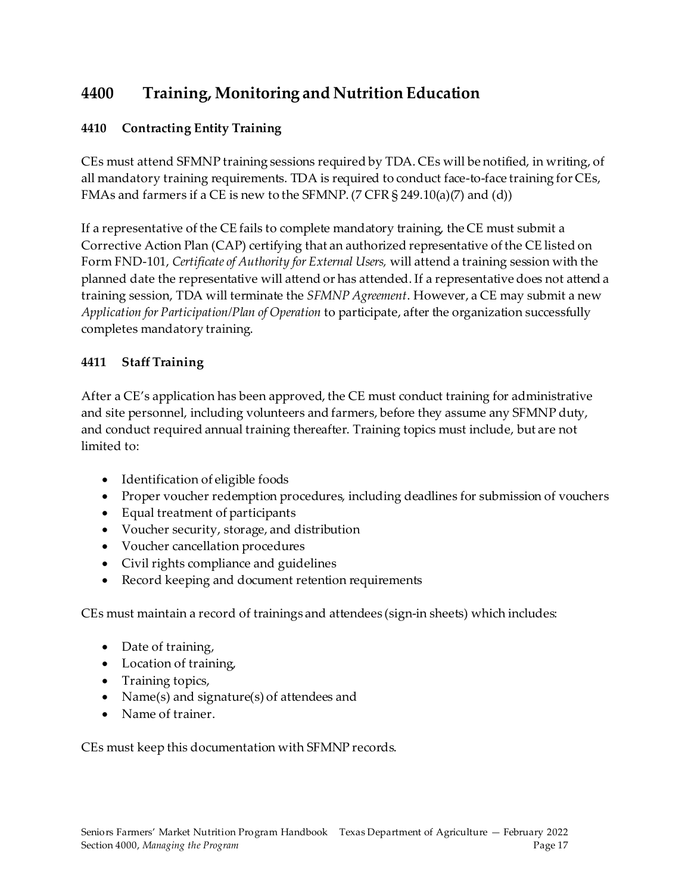## 4400 Training, Monitoring and Nutrition Education

### 4410 Contracting Entity Training

CEs must attend SFMNP training sessions required by TDA. CEs will be notified, in writing, of all mandatory training requirements. TDA is required to conduct face-to-face training for CEs, FMAs and farmers if a CE is new to the SFMNP. (7 CFR § 249.10(a)(7) and (d))

If a representative of the CE fails to complete mandatory training, the CE must submit a Corrective Action Plan (CAP) certifying that an authorized representative of the CE listed on Form FND-101, *Certificate of Authority for External Users,* will attend a training session with the planned date the representative will attend or has attended. If a representative does not attend a training session, TDA will terminate the *SFMNP Agreement*. However, a CE may submit a new *Application for Participation/Plan of Operation* to participate, after the organization successfully completes mandatory training.

### 4411 Staff Training

After a CE's application has been approved, the CE must conduct training for administrative and site personnel, including volunteers and farmers, before they assume any SFMNP duty, and conduct required annual training thereafter. Training topics must include, but are not limited to:

- Identification of eligible foods
- Proper voucher redemption procedures, including deadlines for submission of vouchers
- Equal treatment of participants
- Voucher security, storage, and distribution
- Voucher cancellation procedures
- Civil rights compliance and guidelines
- Record keeping and document retention requirements

CEs must maintain a record of trainings and attendees (sign-in sheets) which includes:

- Date of training,
- Location of training,
- Training topics,
- Name(s) and signature(s) of attendees and
- Name of trainer.

CEs must keep this documentation with SFMNP records.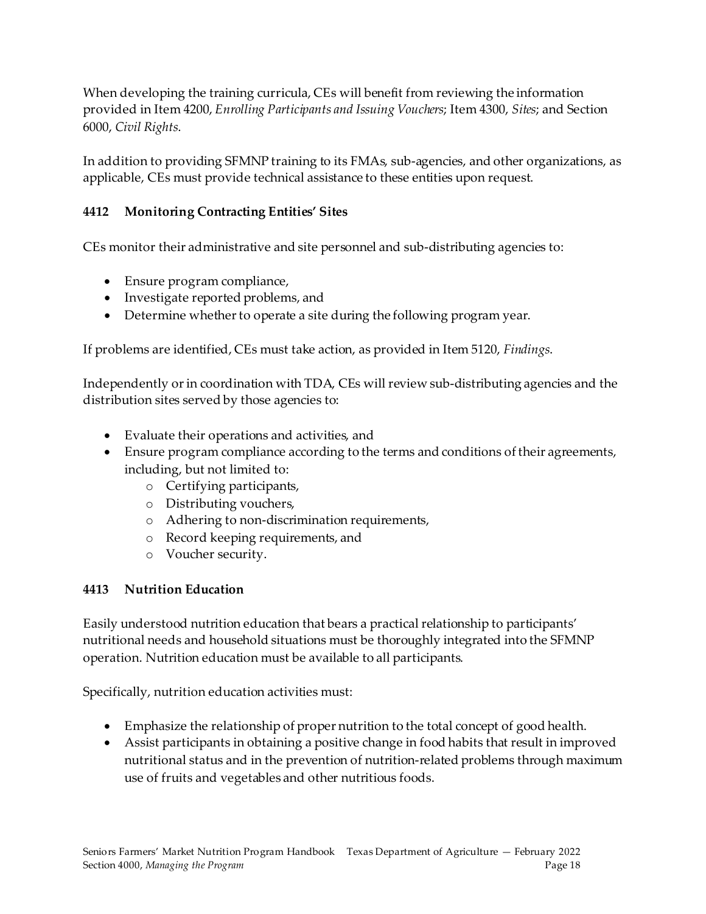When developing the training curricula, CEs will benefit from reviewing the information provided in Item 4200, *Enrolling Participants and Issuing Vouchers*; Item 4300, *Sites*; and Section 6000, *Civil Rights*.

In addition to providing SFMNP training to its FMAs, sub-agencies, and other organizations, as applicable, CEs must provide technical assistance to these entities upon request.

### 4412 Monitoring Contracting Entities' Sites

CEs monitor their administrative and site personnel and sub-distributing agencies to:

- Ensure program compliance,
- Investigate reported problems, and
- Determine whether to operate a site during the following program year.

If problems are identified, CEs must take action, as provided in Item 5120, *Findings*.

Independently or in coordination with TDA, CEs will review sub-distributing agencies and the distribution sites served by those agencies to:

- Evaluate their operations and activities, and
- Ensure program compliance according to the terms and conditions of their agreements, including, but not limited to:
  - Certifying participants,
  - Distributing vouchers,
  - Adhering to non-discrimination requirements,
  - Record keeping requirements, and
  - Voucher security.

### 4413 Nutrition Education

Easily understood nutrition education that bears a practical relationship to participants' nutritional needs and household situations must be thoroughly integrated into the SFMNP operation. Nutrition education must be available to all participants.

Specifically, nutrition education activities must:

- Emphasize the relationship of proper nutrition to the total concept of good health.
- Assist participants in obtaining a positive change in food habits that result in improved nutritional status and in the prevention of nutrition-related problems through maximum use of fruits and vegetables and other nutritious foods.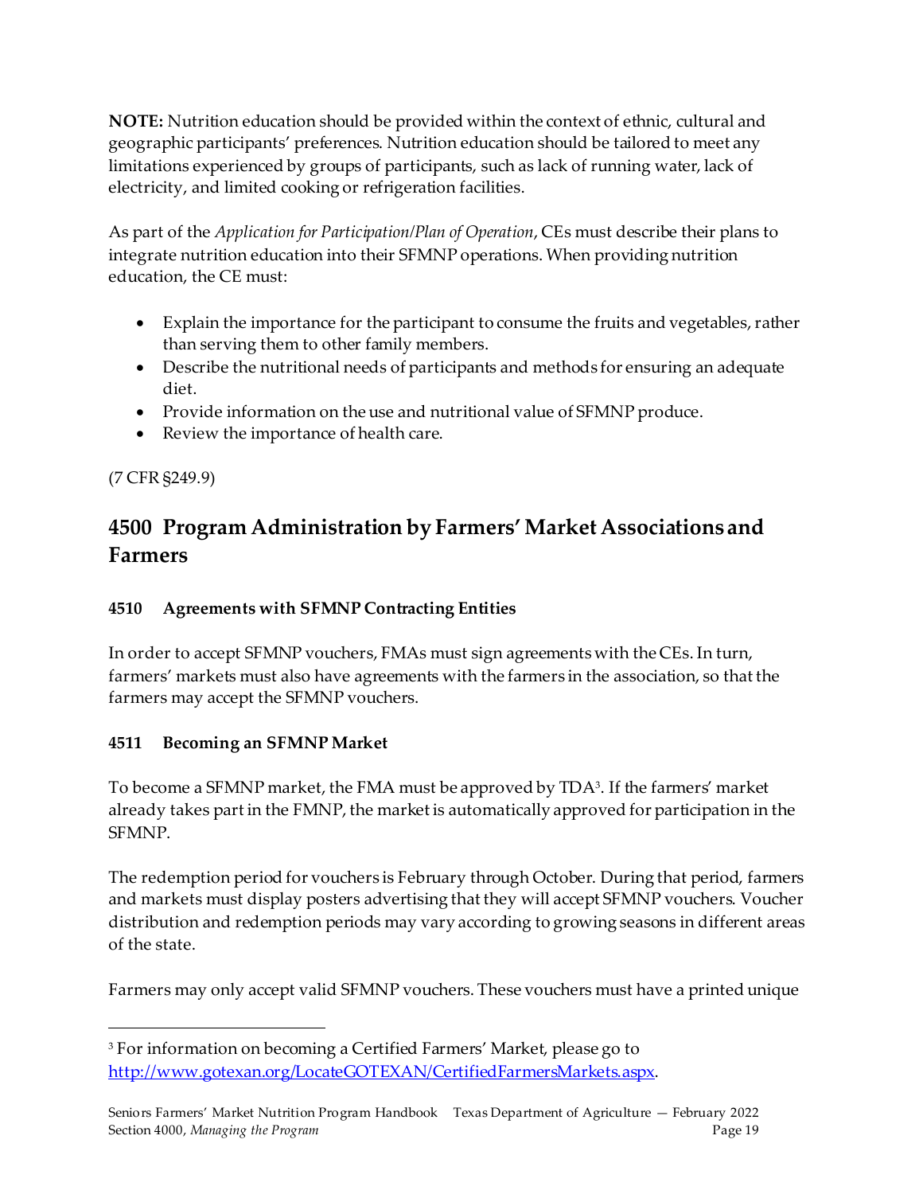**NOTE:** Nutrition education should be provided within the context of ethnic, cultural and geographic participants' preferences. Nutrition education should be tailored to meet any limitations experienced by groups of participants, such as lack of running water, lack of electricity, and limited cooking or refrigeration facilities.

As part of the *Application for Participation/Plan of Operation*, CEs must describe their plans to integrate nutrition education into their SFMNP operations. When providing nutrition education, the CE must:

- Explain the importance for the participant to consume the fruits and vegetables, rather than serving them to other family members.
- Describe the nutritional needs of participants and methods for ensuring an adequate diet.
- Provide information on the use and nutritional value of SFMNP produce.
- Review the importance of health care.

(7 CFR §249.9)

## 4500 Program Administration by Farmers' Market Associations and Farmers

### 4510 Agreements with SFMNP Contracting Entities

In order to accept SFMNP vouchers, FMAs must sign agreements with the CEs. In turn, farmers' markets must also have agreements with the farmers in the association, so that the farmers may accept the SFMNP vouchers.

### 4511 Becoming an SFMNP Market

To become a SFMNP market, the FMA must be approved by TDA[3]. If the farmers' market already takes part in the FMNP, the market is automatically approved for participation in the SFMNP.

The redemption period for vouchers is February through October. During that period, farmers and markets must display posters advertising that they will accept SFMNP vouchers. Voucher distribution and redemption periods may vary according to growing seasons in different areas of the state.

Farmers may only accept valid SFMNP vouchers. These vouchers must have a printed unique

[3] For information on becoming a Certified Farmers' Market, please go to http://www.gotexan.org/LocateGOTEXAN/CertifiedFarmersMarkets.aspx.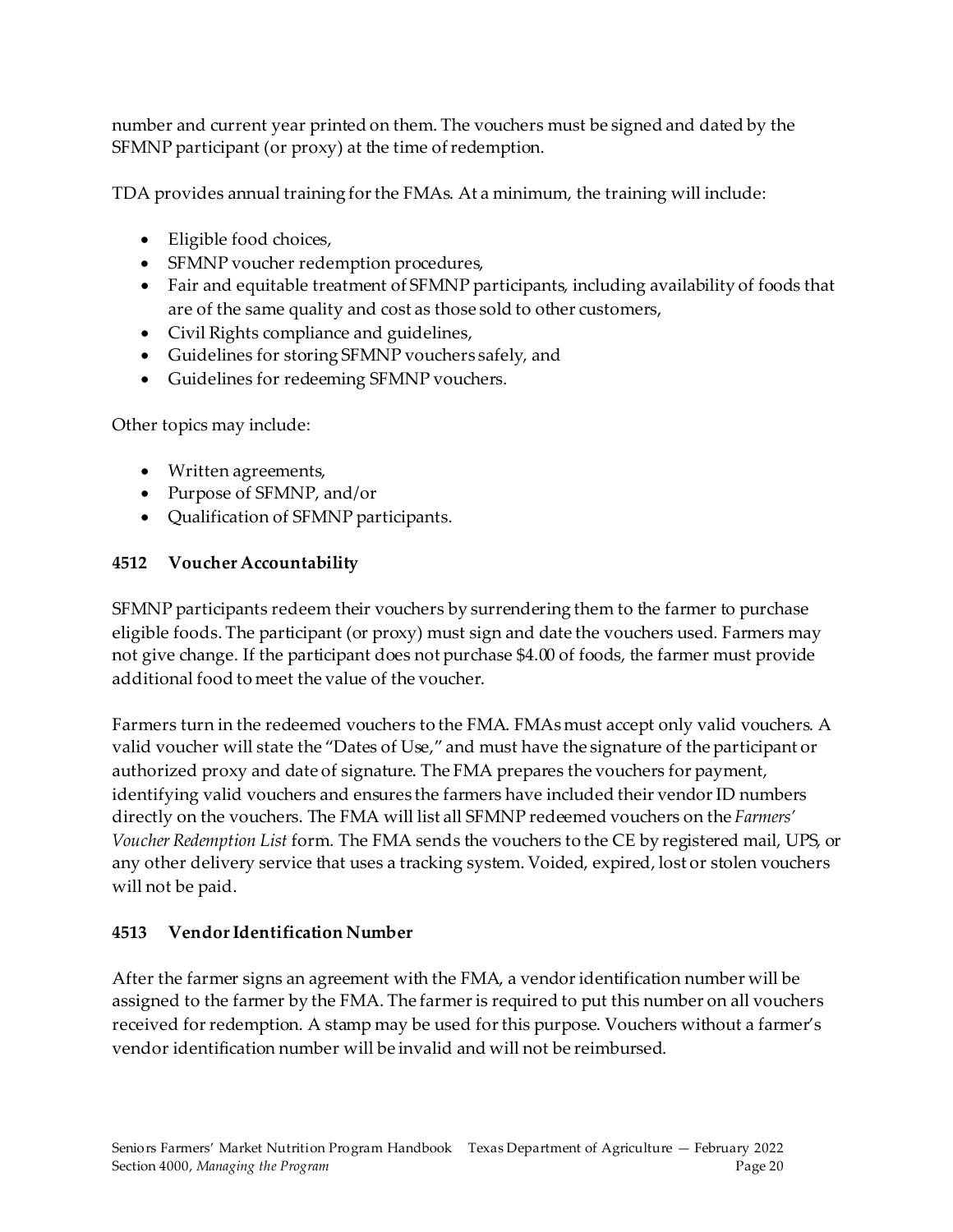number and current year printed on them. The vouchers must be signed and dated by the SFMNP participant (or proxy) at the time of redemption.

TDA provides annual training for the FMAs. At a minimum, the training will include:

- Eligible food choices,
- SFMNP voucher redemption procedures,
- Fair and equitable treatment of SFMNP participants, including availability of foods that are of the same quality and cost as those sold to other customers,
- Civil Rights compliance and guidelines,
- Guidelines for storing SFMNP vouchers safely, and
- Guidelines for redeeming SFMNP vouchers.

Other topics may include:

- Written agreements,
- Purpose of SFMNP, and/or
- Qualification of SFMNP participants.

### 4512 Voucher Accountability

SFMNP participants redeem their vouchers by surrendering them to the farmer to purchase eligible foods. The participant (or proxy) must sign and date the vouchers used. Farmers may not give change. If the participant does not purchase $4.00 of foods, the farmer must provide additional food to meet the value of the voucher.

Farmers turn in the redeemed vouchers to the FMA. FMAs must accept only valid vouchers. A valid voucher will state the "Dates of Use," and must have the signature of the participant or authorized proxy and date of signature. The FMA prepares the vouchers for payment, identifying valid vouchers and ensures the farmers have included their vendor ID numbers directly on the vouchers. The FMA will list all SFMNP redeemed vouchers on the *Farmers' Voucher Redemption List* form. The FMA sends the vouchers to the CE by registered mail, UPS, or any other delivery service that uses a tracking system. Voided, expired, lost or stolen vouchers will not be paid.

### 4513 Vendor Identification Number

After the farmer signs an agreement with the FMA, a vendor identification number will be assigned to the farmer by the FMA. The farmer is required to put this number on all vouchers received for redemption. A stamp may be used for this purpose. Vouchers without a farmer's vendor identification number will be invalid and will not be reimbursed.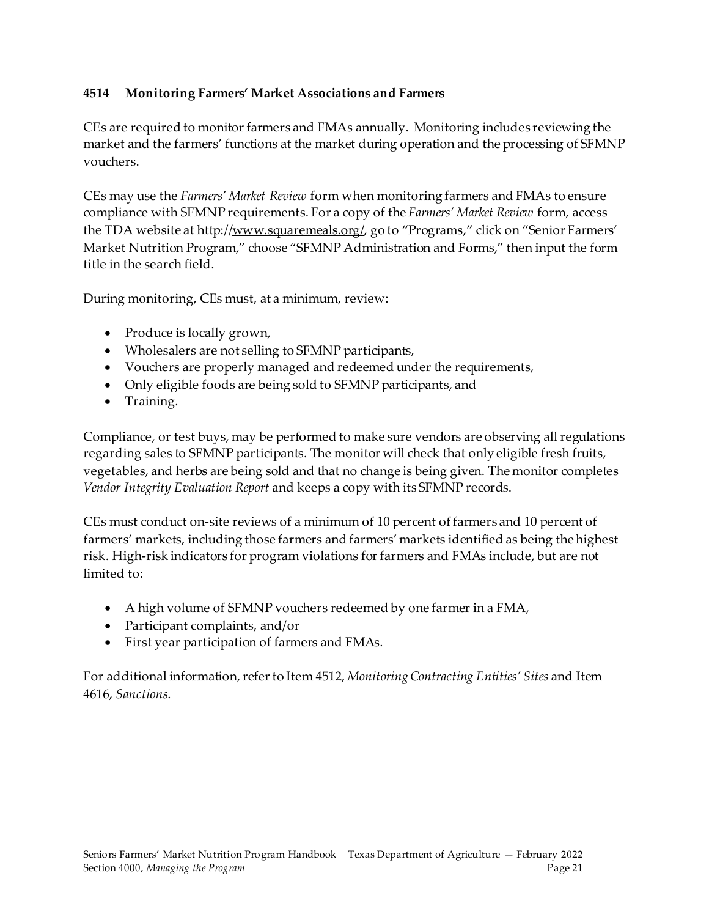### 4514 Monitoring Farmers' Market Associations and Farmers

CEs are required to monitor farmers and FMAs annually. Monitoring includes reviewing the market and the farmers' functions at the market during operation and the processing of SFMNP vouchers.

CEs may use the *Farmers' Market Review* form when monitoring farmers and FMAs to ensure compliance with SFMNP requirements. For a copy of the *Farmers' Market Review* form, access the TDA website at http://www.squaremeals.org/, go to "Programs," click on "Senior Farmers' Market Nutrition Program," choose "SFMNP Administration and Forms," then input the form title in the search field.

During monitoring, CEs must, at a minimum, review:

- Produce is locally grown,
- Wholesalers are not selling to SFMNP participants,
- Vouchers are properly managed and redeemed under the requirements,
- Only eligible foods are being sold to SFMNP participants, and
- Training.

Compliance, or test buys, may be performed to make sure vendors are observing all regulations regarding sales to SFMNP participants. The monitor will check that only eligible fresh fruits, vegetables, and herbs are being sold and that no change is being given. The monitor completes *Vendor Integrity Evaluation Report* and keeps a copy with its SFMNP records.

CEs must conduct on-site reviews of a minimum of 10 percent of farmers and 10 percent of farmers' markets, including those farmers and farmers' markets identified as being the highest risk. High-risk indicators for program violations for farmers and FMAs include, but are not limited to:

- A high volume of SFMNP vouchers redeemed by one farmer in a FMA,
- Participant complaints, and/or
- First year participation of farmers and FMAs.

For additional information, refer to Item 4512, *Monitoring Contracting Entities' Sites* and Item 4616, *Sanctions*.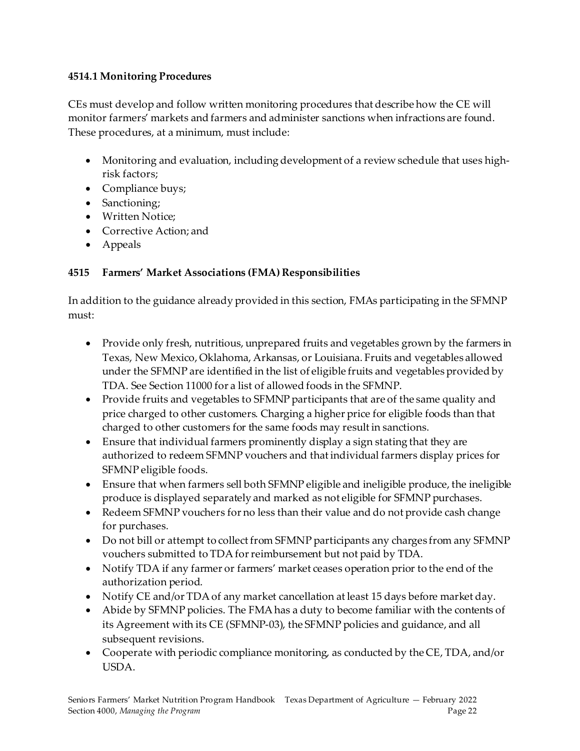#### 4514.1 Monitoring Procedures

CEs must develop and follow written monitoring procedures that describe how the CE will monitor farmers' markets and farmers and administer sanctions when infractions are found. These procedures, at a minimum, must include:

- Monitoring and evaluation, including development of a review schedule that uses high-risk factors;
- Compliance buys;
- Sanctioning;
- Written Notice;
- Corrective Action; and
- Appeals

### 4515 Farmers' Market Associations (FMA) Responsibilities

In addition to the guidance already provided in this section, FMAs participating in the SFMNP must:

- Provide only fresh, nutritious, unprepared fruits and vegetables grown by the farmers in Texas, New Mexico, Oklahoma, Arkansas, or Louisiana. Fruits and vegetables allowed under the SFMNP are identified in the list of eligible fruits and vegetables provided by TDA. See Section 11000 for a list of allowed foods in the SFMNP.
- Provide fruits and vegetables to SFMNP participants that are of the same quality and price charged to other customers. Charging a higher price for eligible foods than that charged to other customers for the same foods may result in sanctions.
- Ensure that individual farmers prominently display a sign stating that they are authorized to redeem SFMNP vouchers and that individual farmers display prices for SFMNP eligible foods.
- Ensure that when farmers sell both SFMNP eligible and ineligible produce, the ineligible produce is displayed separately and marked as not eligible for SFMNP purchases.
- Redeem SFMNP vouchers for no less than their value and do not provide cash change for purchases.
- Do not bill or attempt to collect from SFMNP participants any charges from any SFMNP vouchers submitted to TDA for reimbursement but not paid by TDA.
- Notify TDA if any farmer or farmers' market ceases operation prior to the end of the authorization period.
- Notify CE and/or TDA of any market cancellation at least 15 days before market day.
- Abide by SFMNP policies. The FMA has a duty to become familiar with the contents of its Agreement with its CE (SFMNP-03), the SFMNP policies and guidance, and all subsequent revisions.
- Cooperate with periodic compliance monitoring, as conducted by the CE, TDA, and/or USDA.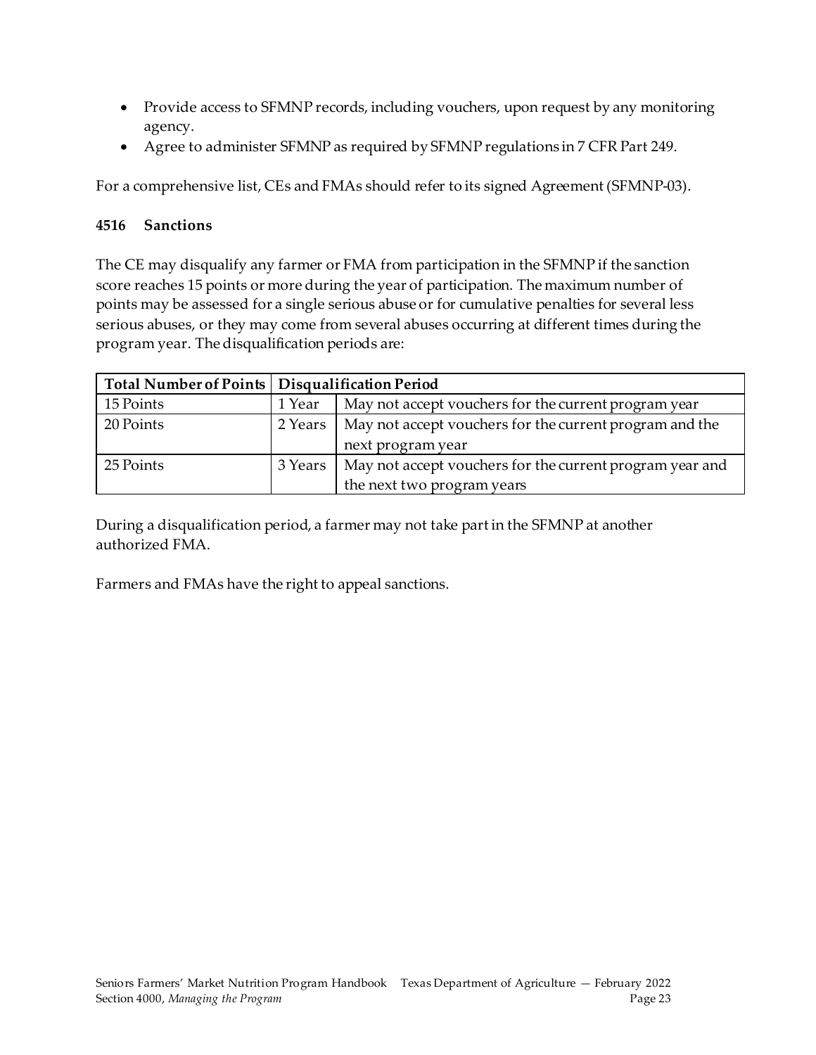- Provide access to SFMNP records, including vouchers, upon request by any monitoring agency.
- Agree to administer SFMNP as required by SFMNP regulations in 7 CFR Part 249.

For a comprehensive list, CEs and FMAs should refer to its signed Agreement (SFMNP-03).

### 4516 Sanctions

The CE may disqualify any farmer or FMA from participation in the SFMNP if the sanction score reaches 15 points or more during the year of participation. The maximum number of points may be assessed for a single serious abuse or for cumulative penalties for several less serious abuses, or they may come from several abuses occurring at different times during the program year. The disqualification periods are:

| Total Number of Points | Disqualification Period | |
|---|---|---|
| 15 Points | 1 Year | May not accept vouchers for the current program year |
| 20 Points | 2 Years | May not accept vouchers for the current program and the next program year |
| 25 Points | 3 Years | May not accept vouchers for the current program year and the next two program years |

During a disqualification period, a farmer may not take part in the SFMNP at another authorized FMA.

Farmers and FMAs have the right to appeal sanctions.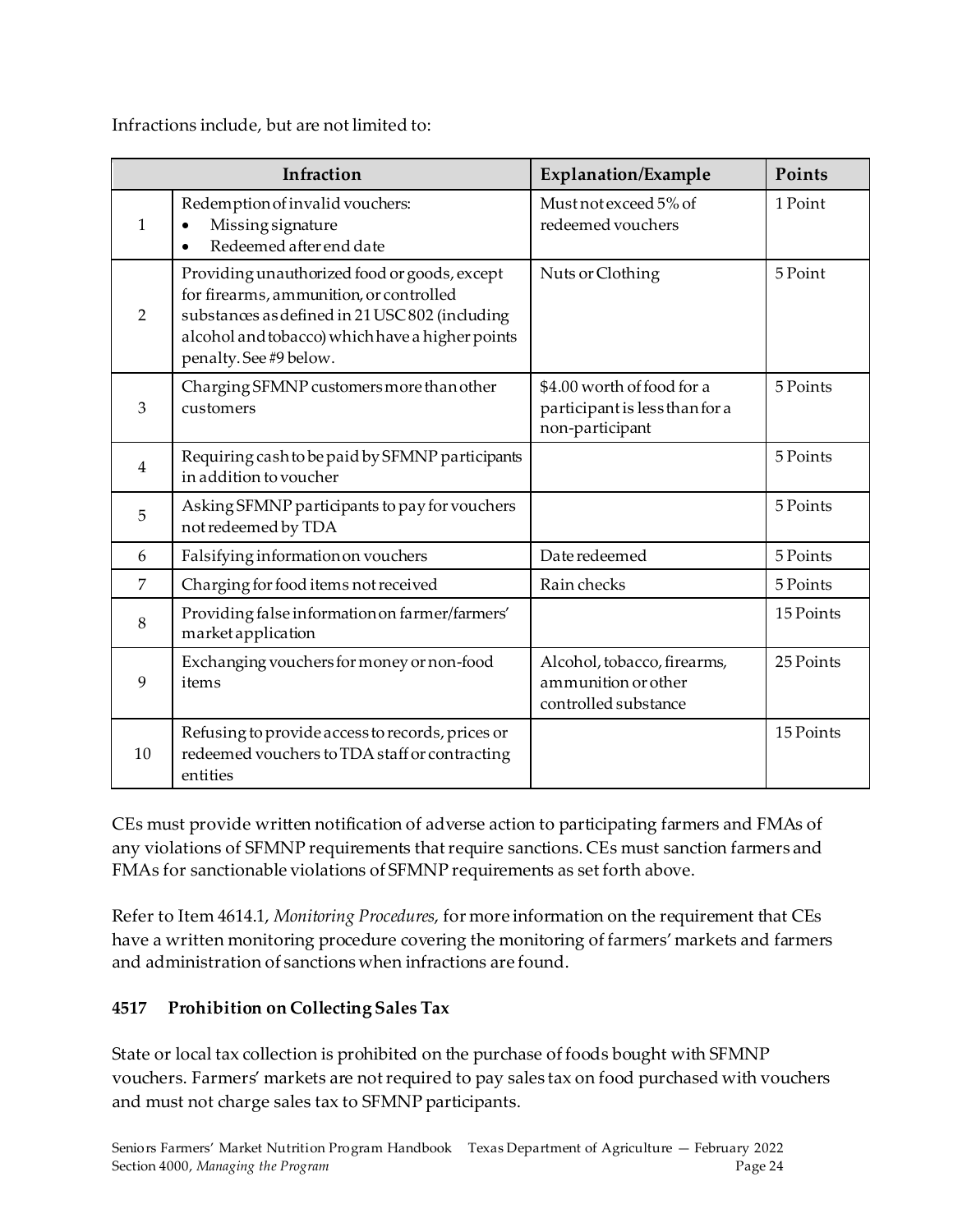Infractions include, but are not limited to:

| | Infraction | Explanation/Example | Points |
|---|---|---|---|
| 1 | Redemption of invalid vouchers:<br>• Missing signature<br>• Redeemed after end date | Must not exceed 5% of redeemed vouchers | 1 Point |
| 2 | Providing unauthorized food or goods, except for firearms, ammunition, or controlled substances as defined in 21 USC 802 (including alcohol and tobacco) which have a higher points penalty. See #9 below. | Nuts or Clothing | 5 Point |
| 3 | Charging SFMNP customers more than other customers | $4.00 worth of food for a participant is less than for a non-participant | 5 Points |
| 4 | Requiring cash to be paid by SFMNP participants in addition to voucher | | 5 Points |
| 5 | Asking SFMNP participants to pay for vouchers not redeemed by TDA | | 5 Points |
| 6 | Falsifying information on vouchers | Date redeemed | 5 Points |
| 7 | Charging for food items not received | Rain checks | 5 Points |
| 8 | Providing false information on farmer/farmers' market application | | 15 Points |
| 9 | Exchanging vouchers for money or non-food items | Alcohol, tobacco, firearms, ammunition or other controlled substance | 25 Points |
| 10 | Refusing to provide access to records, prices or redeemed vouchers to TDA staff or contracting entities | | 15 Points |

CEs must provide written notification of adverse action to participating farmers and FMAs of any violations of SFMNP requirements that require sanctions. CEs must sanction farmers and FMAs for sanctionable violations of SFMNP requirements as set forth above.

Refer to Item 4614.1, *Monitoring Procedures*, for more information on the requirement that CEs have a written monitoring procedure covering the monitoring of farmers' markets and farmers and administration of sanctions when infractions are found.

### 4517 Prohibition on Collecting Sales Tax

State or local tax collection is prohibited on the purchase of foods bought with SFMNP vouchers. Farmers' markets are not required to pay sales tax on food purchased with vouchers and must not charge sales tax to SFMNP participants.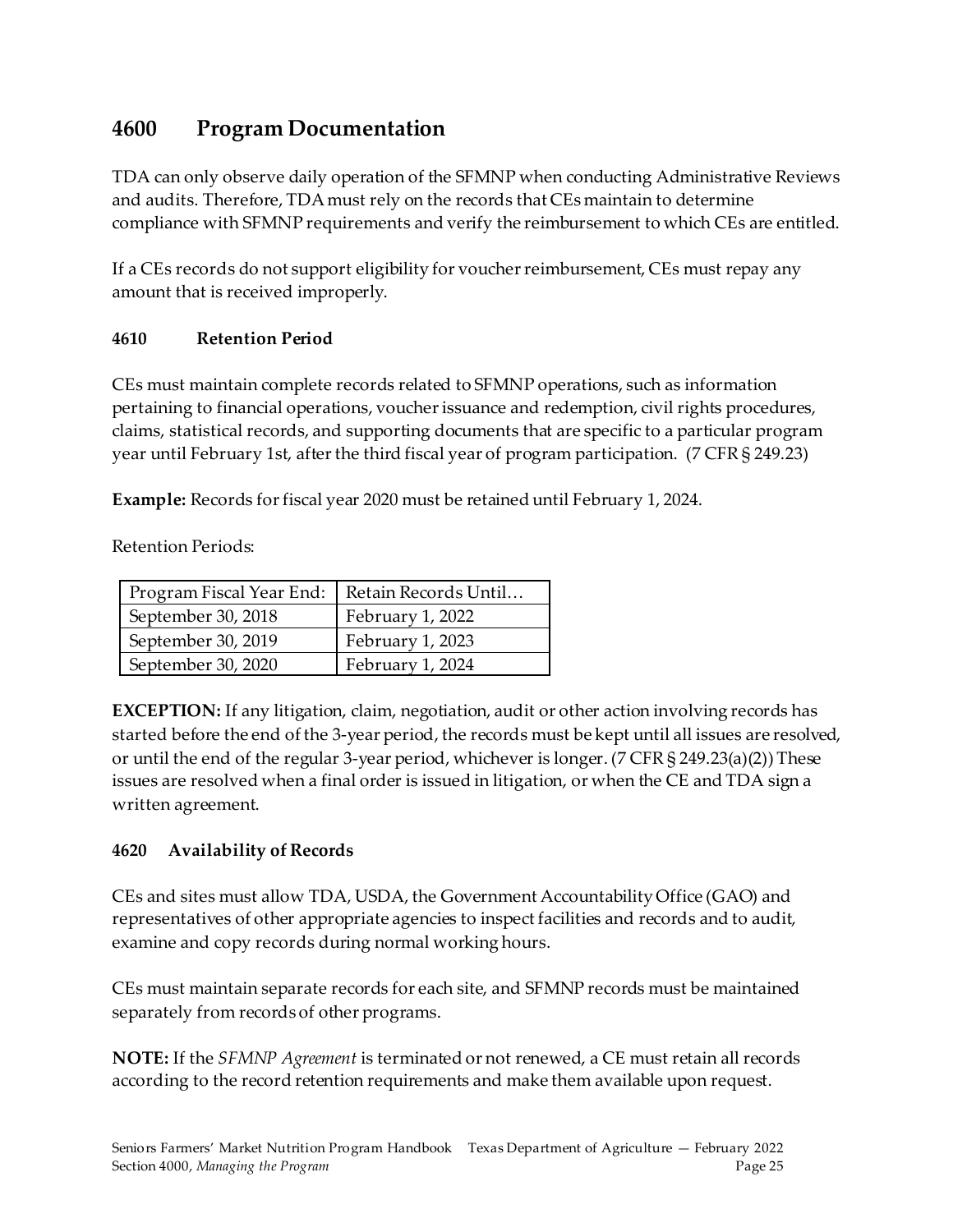## 4600 Program Documentation

TDA can only observe daily operation of the SFMNP when conducting Administrative Reviews and audits. Therefore, TDA must rely on the records that CEs maintain to determine compliance with SFMNP requirements and verify the reimbursement to which CEs are entitled.

If a CEs records do not support eligibility for voucher reimbursement, CEs must repay any amount that is received improperly.

### 4610 Retention Period

CEs must maintain complete records related to SFMNP operations, such as information pertaining to financial operations, voucher issuance and redemption, civil rights procedures, claims, statistical records, and supporting documents that are specific to a particular program year until February 1st, after the third fiscal year of program participation. (7 CFR § 249.23)

**Example:** Records for fiscal year 2020 must be retained until February 1, 2024.

Retention Periods:

| Program Fiscal Year End: | Retain Records Until… |
|---|---|
| September 30, 2018 | February 1, 2022 |
| September 30, 2019 | February 1, 2023 |
| September 30, 2020 | February 1, 2024 |

**EXCEPTION:** If any litigation, claim, negotiation, audit or other action involving records has started before the end of the 3-year period, the records must be kept until all issues are resolved, or until the end of the regular 3-year period, whichever is longer. (7 CFR § 249.23(a)(2)) These issues are resolved when a final order is issued in litigation, or when the CE and TDA sign a written agreement.

### 4620 Availability of Records

CEs and sites must allow TDA, USDA, the Government Accountability Office (GAO) and representatives of other appropriate agencies to inspect facilities and records and to audit, examine and copy records during normal working hours.

CEs must maintain separate records for each site, and SFMNP records must be maintained separately from records of other programs.

**NOTE:** If the *SFMNP Agreement* is terminated or not renewed, a CE must retain all records according to the record retention requirements and make them available upon request.